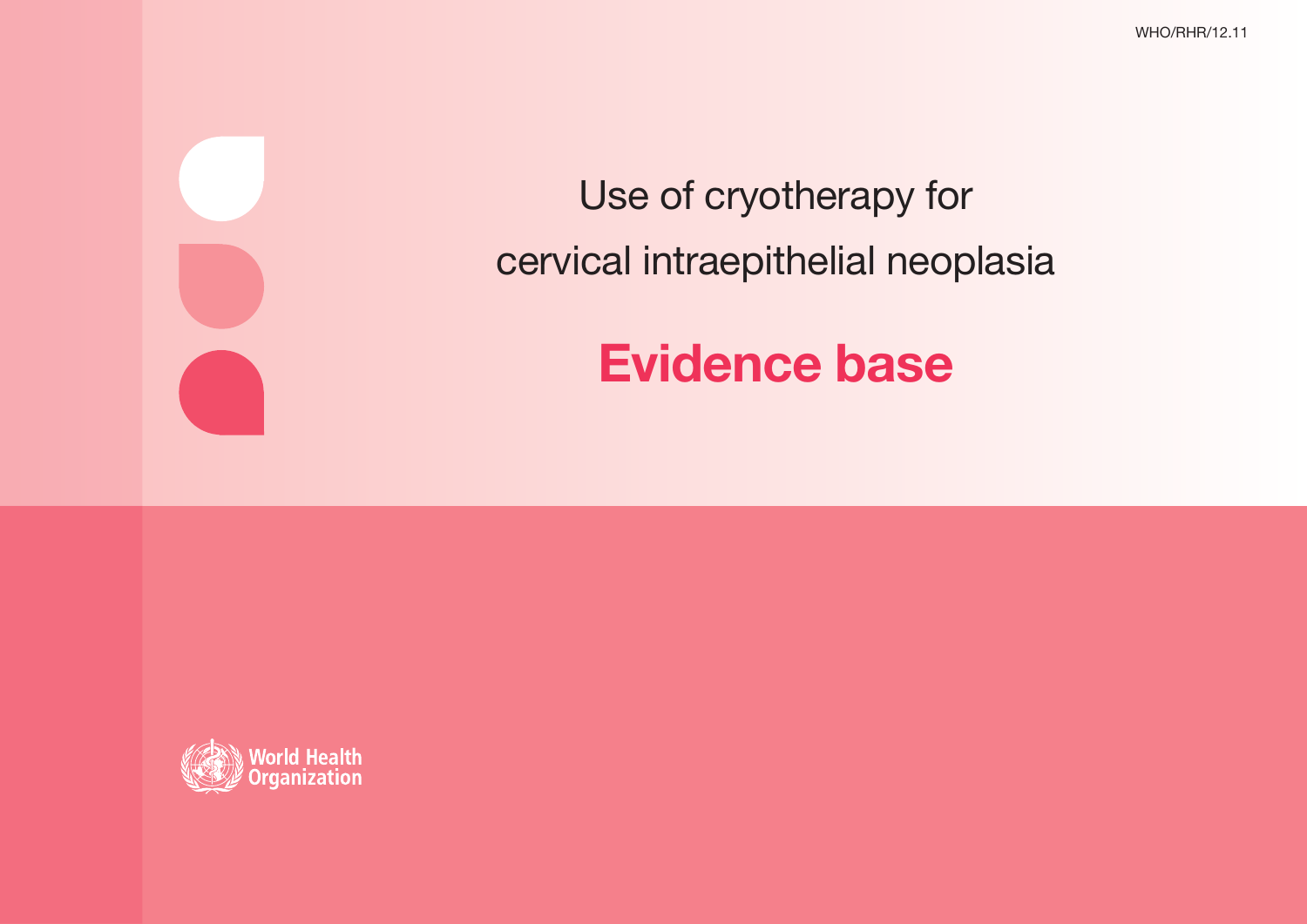WHO/RHR/12.11

# Use of cryotherapy for cervical intraepithelial neoplasia

## Evidence base

World Health Organization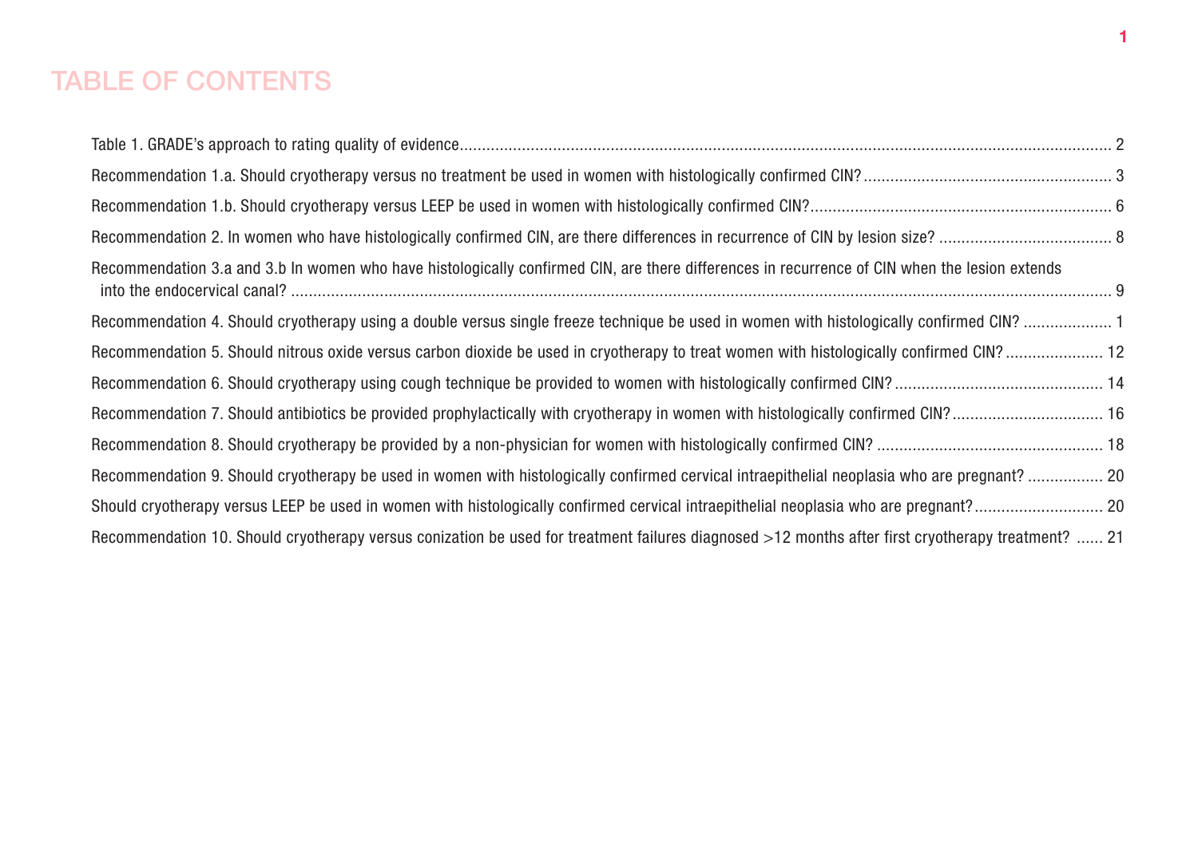# TABLE OF CONTENTS

Table 1. GRADE's approach to rating quality of evidence .................................................................................................................................................. 2

Recommendation 1.a. Should cryotherapy versus no treatment be used in women with histologically confirmed CIN? ....................................................... 3

Recommendation 1.b. Should cryotherapy versus LEEP be used in women with histologically confirmed CIN? ................................................................... 6

Recommendation 2. In women who have histologically confirmed CIN, are there differences in recurrence of CIN by lesion size? ....................................... 8

Recommendation 3.a and 3.b In women who have histologically confirmed CIN, are there differences in recurrence of CIN when the lesion extends into the endocervical canal? .................................................................................................................................................................................................... 9

Recommendation 4. Should cryotherapy using a double versus single freeze technique be used in women with histologically confirmed CIN? .................... 1

Recommendation 5. Should nitrous oxide versus carbon dioxide be used in cryotherapy to treat women with histologically confirmed CIN? ...................... 12

Recommendation 6. Should cryotherapy using cough technique be provided to women with histologically confirmed CIN? .............................................. 14

Recommendation 7. Should antibiotics be provided prophylactically with cryotherapy in women with histologically confirmed CIN? ................................. 16

Recommendation 8. Should cryotherapy be provided by a non-physician for women with histologically confirmed CIN? .................................................. 18

Recommendation 9. Should cryotherapy be used in women with histologically confirmed cervical intraepithelial neoplasia who are pregnant? ................. 20

Should cryotherapy versus LEEP be used in women with histologically confirmed cervical intraepithelial neoplasia who are pregnant? ............................ 20

Recommendation 10. Should cryotherapy versus conization be used for treatment failures diagnosed >12 months after first cryotherapy treatment? ...... 21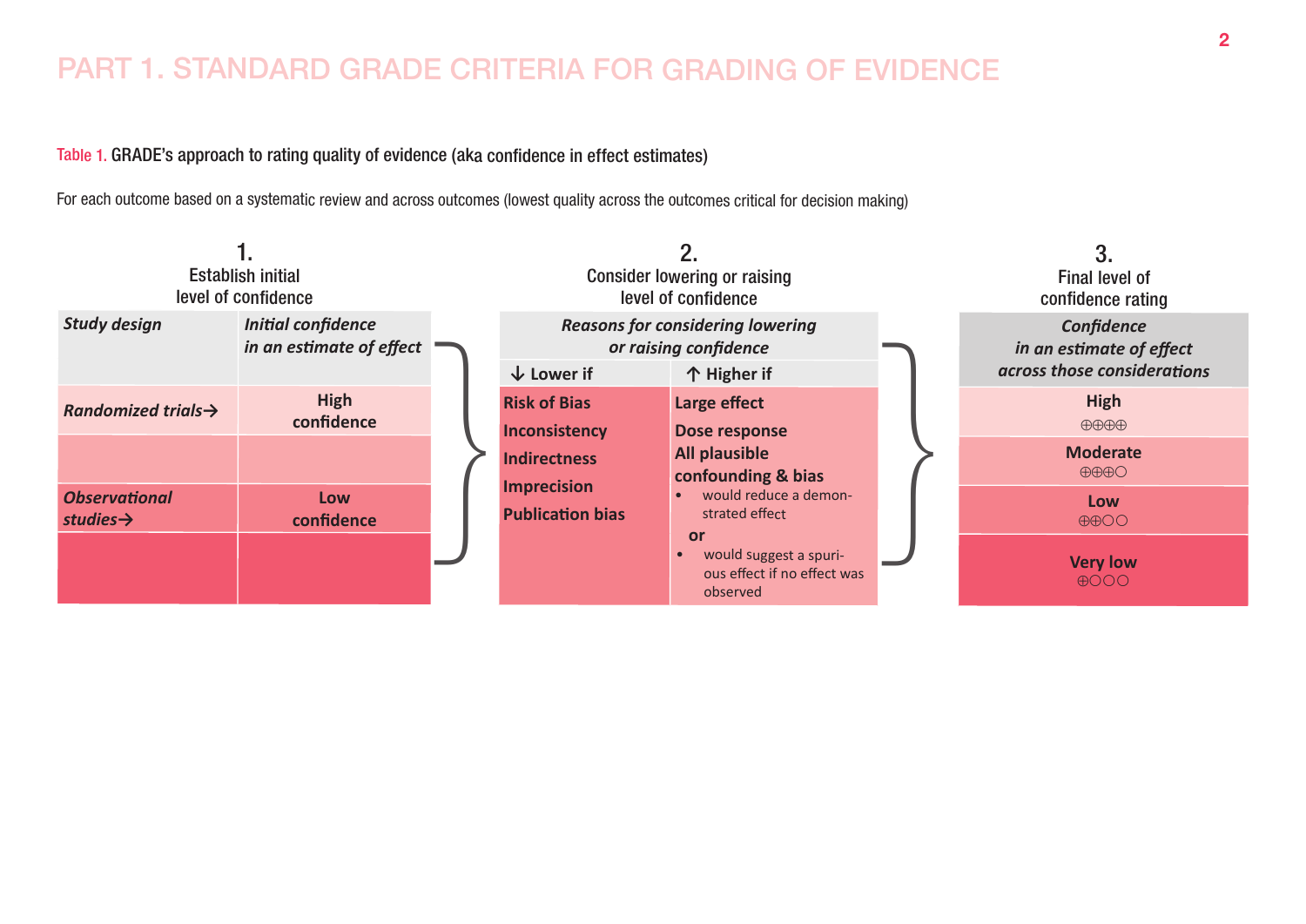# PART 1. STANDARD GRADE CRITERIA FOR GRADING OF EVIDENCE

Table 1. GRADE's approach to rating quality of evidence (aka confidence in effect estimates)

For each outcome based on a systematic review and across outcomes (lowest quality across the outcomes critical for decision making)

**1. Establish initial level of confidence**

| *Study design* | *Initial confidence in an estimate of effect* |
|---|---|
| *Randomized trials→* | High confidence |
| | |
| *Observational studies→* | Low confidence |
| | |

**2. Consider lowering or raising level of confidence**

| *Reasons for considering lowering or raising confidence* | |
|---|---|
| ↓ Lower if | ↑ Higher if |
| **Risk of Bias**<br>**Inconsistency**<br>**Indirectness**<br>**Imprecision**<br>**Publication bias** | **Large effect**<br>**Dose response**<br>**All plausible confounding & bias**<br>• would reduce a demonstrated effect<br>**or**<br>• would suggest a spurious effect if no effect was observed |

**3. Final level of confidence rating**

| *Confidence in an estimate of effect across those considerations* |
|---|
| **High** ⊕⊕⊕⊕ |
| **Moderate** ⊕⊕⊕○ |
| **Low** ⊕⊕○○ |
| **Very low** ⊕○○○ |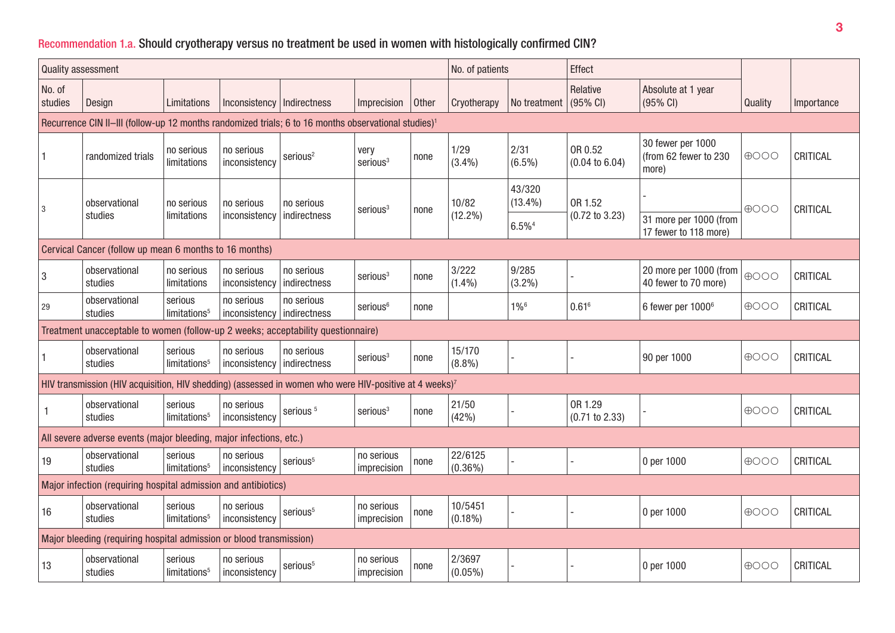## Recommendation 1.a. Should cryotherapy versus no treatment be used in women with histologically confirmed CIN?

| Quality assessment | | | | | | | No. of patients | | Effect | | Quality | Importance |
|---|---|---|---|---|---|---|---|---|---|---|---|---|
| No. of studies | Design | Limitations | Inconsistency | Indirectness | Imprecision | Other | Cryotherapy | No treatment | Relative (95% CI) | Absolute at 1 year (95% CI) | | |
| **Recurrence CIN II–III (follow-up 12 months randomized trials; 6 to 16 months observational studies)[1]** | | | | | | | | | | | | |
| 1 | randomized trials | no serious limitations | no serious inconsistency | serious[2] | very serious[3] | none | 1/29 (3.4%) | 2/31 (6.5%) | OR 0.52 (0.04 to 6.04) | 30 fewer per 1000 (from 62 fewer to 230 more) | ⊕○○○ | CRITICAL |
| 3 | observational studies | no serious limitations | no serious inconsistency | no serious indirectness | serious[3] | none | 10/82 (12.2%) | 43/320 (13.4%) | OR 1.52 (0.72 to 3.23) | - | ⊕○○○ | CRITICAL |
| | | | | | | | | 6.5%[4] | | 31 more per 1000 (from 17 fewer to 118 more) | | |
| **Cervical Cancer (follow up mean 6 months to 16 months)** | | | | | | | | | | | | |
| 3 | observational studies | no serious limitations | no serious inconsistency | no serious indirectness | serious[3] | none | 3/222 (1.4%) | 9/285 (3.2%) | - | 20 more per 1000 (from 40 fewer to 70 more) | ⊕○○○ | CRITICAL |
| 29 | observational studies | serious limitations[5] | no serious inconsistency | no serious indirectness | serious[6] | none | | 1%[6] | 0.61[6] | 6 fewer per 1000[6] | ⊕○○○ | CRITICAL |
| **Treatment unacceptable to women (follow-up 2 weeks; acceptability questionnaire)** | | | | | | | | | | | | |
| 1 | observational studies | serious limitations[5] | no serious inconsistency | no serious indirectness | serious[3] | none | 15/170 (8.8%) | - | - | 90 per 1000 | ⊕○○○ | CRITICAL |
| **HIV transmission (HIV acquisition, HIV shedding) (assessed in women who were HIV-positive at 4 weeks)[7]** | | | | | | | | | | | | |
| 1 | observational studies | serious limitations[5] | no serious inconsistency | serious [5] | serious[3] | none | 21/50 (42%) | - | OR 1.29 (0.71 to 2.33) | - | ⊕○○○ | CRITICAL |
| **All severe adverse events (major bleeding, major infections, etc.)** | | | | | | | | | | | | |
| 19 | observational studies | serious limitations[5] | no serious inconsistency | serious[5] | no serious imprecision | none | 22/6125 (0.36%) | - | - | 0 per 1000 | ⊕○○○ | CRITICAL |
| **Major infection (requiring hospital admission and antibiotics)** | | | | | | | | | | | | |
| 16 | observational studies | serious limitations[5] | no serious inconsistency | serious[5] | no serious imprecision | none | 10/5451 (0.18%) | - | - | 0 per 1000 | ⊕○○○ | CRITICAL |
| **Major bleeding (requiring hospital admission or blood transmission)** | | | | | | | | | | | | |
| 13 | observational studies | serious limitations[5] | no serious inconsistency | serious[5] | no serious imprecision | none | 2/3697 (0.05%) | - | - | 0 per 1000 | ⊕○○○ | CRITICAL |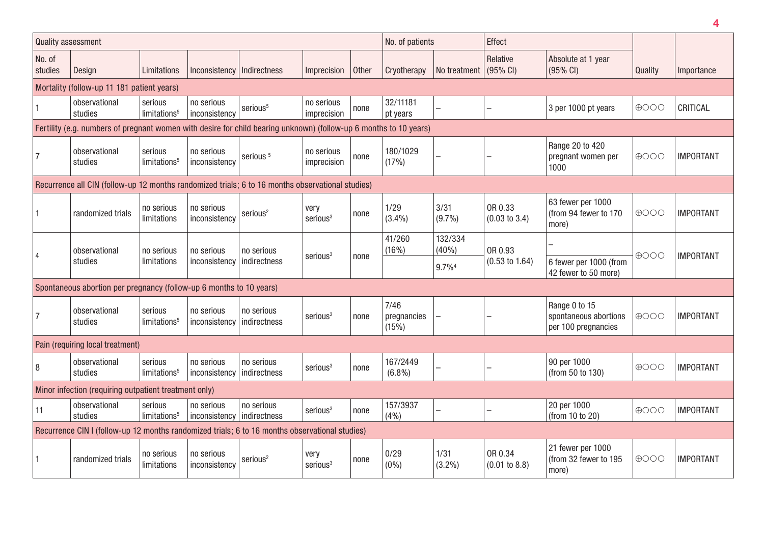| Quality assessment | | | | | | | No. of patients | | Effect | | Quality | Importance |
|---|---|---|---|---|---|---|---|---|---|---|---|---|
| No. of studies | Design | Limitations | Inconsistency | Indirectness | Imprecision | Other | Cryotherapy | No treatment | Relative (95% CI) | Absolute at 1 year (95% CI) | | |
| **Mortality (follow-up 11 181 patient years)** | | | | | | | | | | | | |
| 1 | observational studies | serious limitations[5] | no serious inconsistency | serious[5] | no serious imprecision | none | 32/11181 pt years | – | – | 3 per 1000 pt years | ⊕○○○ | CRITICAL |
| **Fertility (e.g. numbers of pregnant women with desire for child bearing unknown) (follow-up 6 months to 10 years)** | | | | | | | | | | | | |
| 7 | observational studies | serious limitations[5] | no serious inconsistency | serious [5] | no serious imprecision | none | 180/1029 (17%) | – | – | Range 20 to 420 pregnant women per 1000 | ⊕○○○ | IMPORTANT |
| **Recurrence all CIN (follow-up 12 months randomized trials; 6 to 16 months observational studies)** | | | | | | | | | | | | |
| 1 | randomized trials | no serious limitations | no serious inconsistency | serious[2] | very serious[3] | none | 1/29 (3.4%) | 3/31 (9.7%) | OR 0.33 (0.03 to 3.4) | 63 fewer per 1000 (from 94 fewer to 170 more) | ⊕○○○ | IMPORTANT |
| 4 | observational studies | no serious limitations | no serious inconsistency | no serious indirectness | serious[3] | none | 41/260 (16%) | 132/334 (40%) | OR 0.93 (0.53 to 1.64) | – | ⊕○○○ | IMPORTANT |
| | | | | | | | | 9.7%[4] | | 6 fewer per 1000 (from 42 fewer to 50 more) | | |
| **Spontaneous abortion per pregnancy (follow-up 6 months to 10 years)** | | | | | | | | | | | | |
| 7 | observational studies | serious limitations[5] | no serious inconsistency | no serious indirectness | serious[3] | none | 7/46 pregnancies (15%) | – | – | Range 0 to 15 spontaneous abortions per 100 pregnancies | ⊕○○○ | IMPORTANT |
| **Pain (requiring local treatment)** | | | | | | | | | | | | |
| 8 | observational studies | serious limitations[5] | no serious inconsistency | no serious indirectness | serious[3] | none | 167/2449 (6.8%) | – | – | 90 per 1000 (from 50 to 130) | ⊕○○○ | IMPORTANT |
| **Minor infection (requiring outpatient treatment only)** | | | | | | | | | | | | |
| 11 | observational studies | serious limitations[5] | no serious inconsistency | no serious indirectness | serious[3] | none | 157/3937 (4%) | – | – | 20 per 1000 (from 10 to 20) | ⊕○○○ | IMPORTANT |
| **Recurrence CIN I (follow-up 12 months randomized trials; 6 to 16 months observational studies)** | | | | | | | | | | | | |
| 1 | randomized trials | no serious limitations | no serious inconsistency | serious[2] | very serious[3] | none | 0/29 (0%) | 1/31 (3.2%) | OR 0.34 (0.01 to 8.8) | 21 fewer per 1000 (from 32 fewer to 195 more) | ⊕○○○ | IMPORTANT |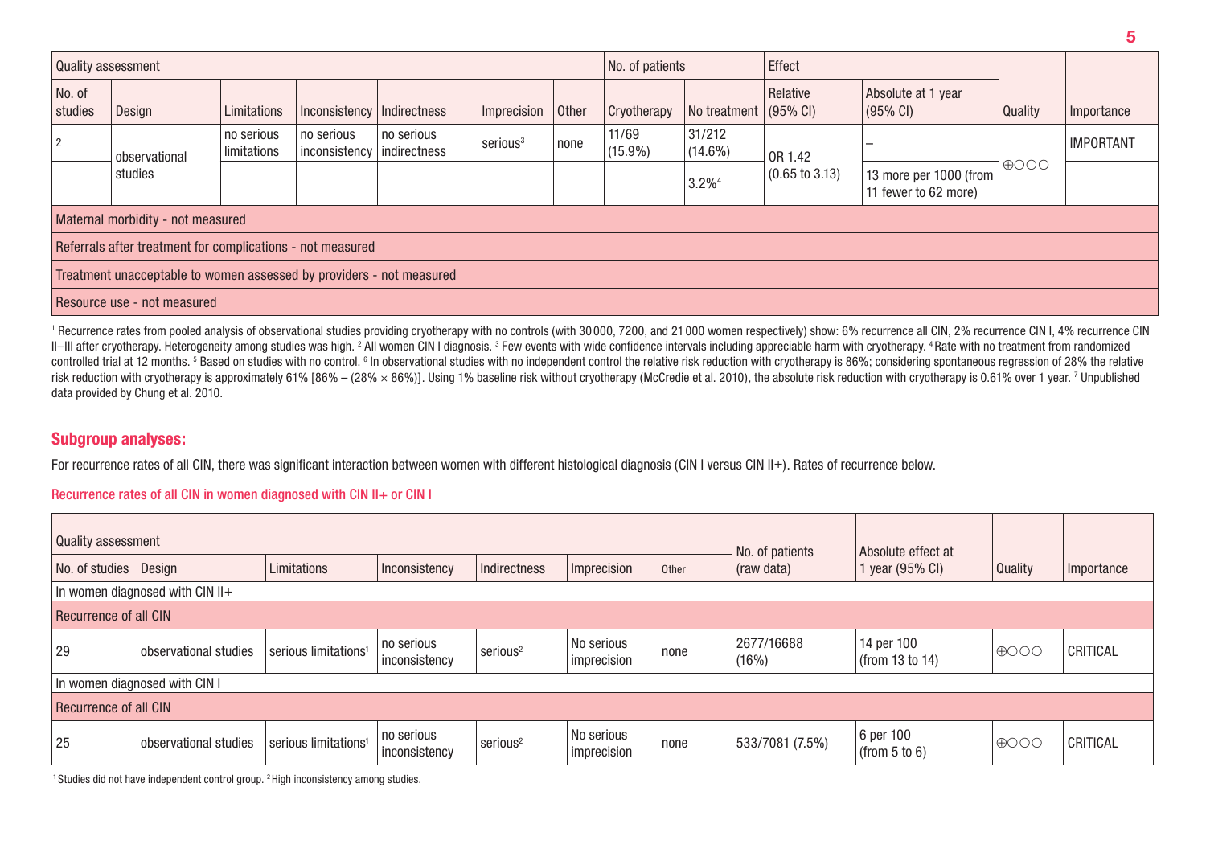| Quality assessment | | | | | | | No. of patients | | Effect | | Quality | Importance |
|---|---|---|---|---|---|---|---|---|---|---|---|---|
| No. of studies | Design | Limitations | Inconsistency | Indirectness | Imprecision | Other | Cryotherapy | No treatment | Relative (95% CI) | Absolute at 1 year (95% CI) | | |
| 2 | observational studies | no serious limitations | no serious inconsistency | no serious indirectness | serious[3] | none | 11/69 (15.9%) | 31/212 (14.6%) | OR 1.42 (0.65 to 3.13) | – | ⊕○○○ | IMPORTANT |
| | | | | | | | | 3.2%[4] | | 13 more per 1000 (from 11 fewer to 62 more) | | |
| Maternal morbidity - not measured | | | | | | | | | | | | |
| Referrals after treatment for complications - not measured | | | | | | | | | | | | |
| Treatment unacceptable to women assessed by providers - not measured | | | | | | | | | | | | |
| Resource use - not measured | | | | | | | | | | | | |

[1] Recurrence rates from pooled analysis of observational studies providing cryotherapy with no controls (with 30 000, 7200, and 21 000 women respectively) show: 6% recurrence all CIN, 2% recurrence CIN I, 4% recurrence CIN II–III after cryotherapy. Heterogeneity among studies was high. [2] All women CIN I diagnosis. [3] Few events with wide confidence intervals including appreciable harm with cryotherapy. [4] Rate with no treatment from randomized controlled trial at 12 months. [5] Based on studies with no control. [6] In observational studies with no independent control the relative risk reduction with cryotherapy is 86%; considering spontaneous regression of 28% the relative risk reduction with cryotherapy is approximately 61% [86% – (28% × 86%)]. Using 1% baseline risk without cryotherapy (McCredie et al. 2010), the absolute risk reduction with cryotherapy is 0.61% over 1 year. [7] Unpublished data provided by Chung et al. 2010.

## Subgroup analyses:

For recurrence rates of all CIN, there was significant interaction between women with different histological diagnosis (CIN I versus CIN II+). Rates of recurrence below.

### Recurrence rates of all CIN in women diagnosed with CIN II+ or CIN I

| Quality assessment | | | | | | | No. of patients (raw data) | Absolute effect at 1 year (95% CI) | Quality | Importance |
|---|---|---|---|---|---|---|---|---|---|---|
| No. of studies | Design | Limitations | Inconsistency | Indirectness | Imprecision | Other | | | | |
| In women diagnosed with CIN II+ | | | | | | | | | | |
| Recurrence of all CIN | | | | | | | | | | |
| 29 | observational studies | serious limitations[1] | no serious inconsistency | serious[2] | No serious imprecision | none | 2677/16688 (16%) | 14 per 100 (from 13 to 14) | ⊕○○○ | CRITICAL |
| In women diagnosed with CIN I | | | | | | | | | | |
| Recurrence of all CIN | | | | | | | | | | |
| 25 | observational studies | serious limitations[1] | no serious inconsistency | serious[2] | No serious imprecision | none | 533/7081 (7.5%) | 6 per 100 (from 5 to 6) | ⊕○○○ | CRITICAL |

[1] Studies did not have independent control group. [2] High inconsistency among studies.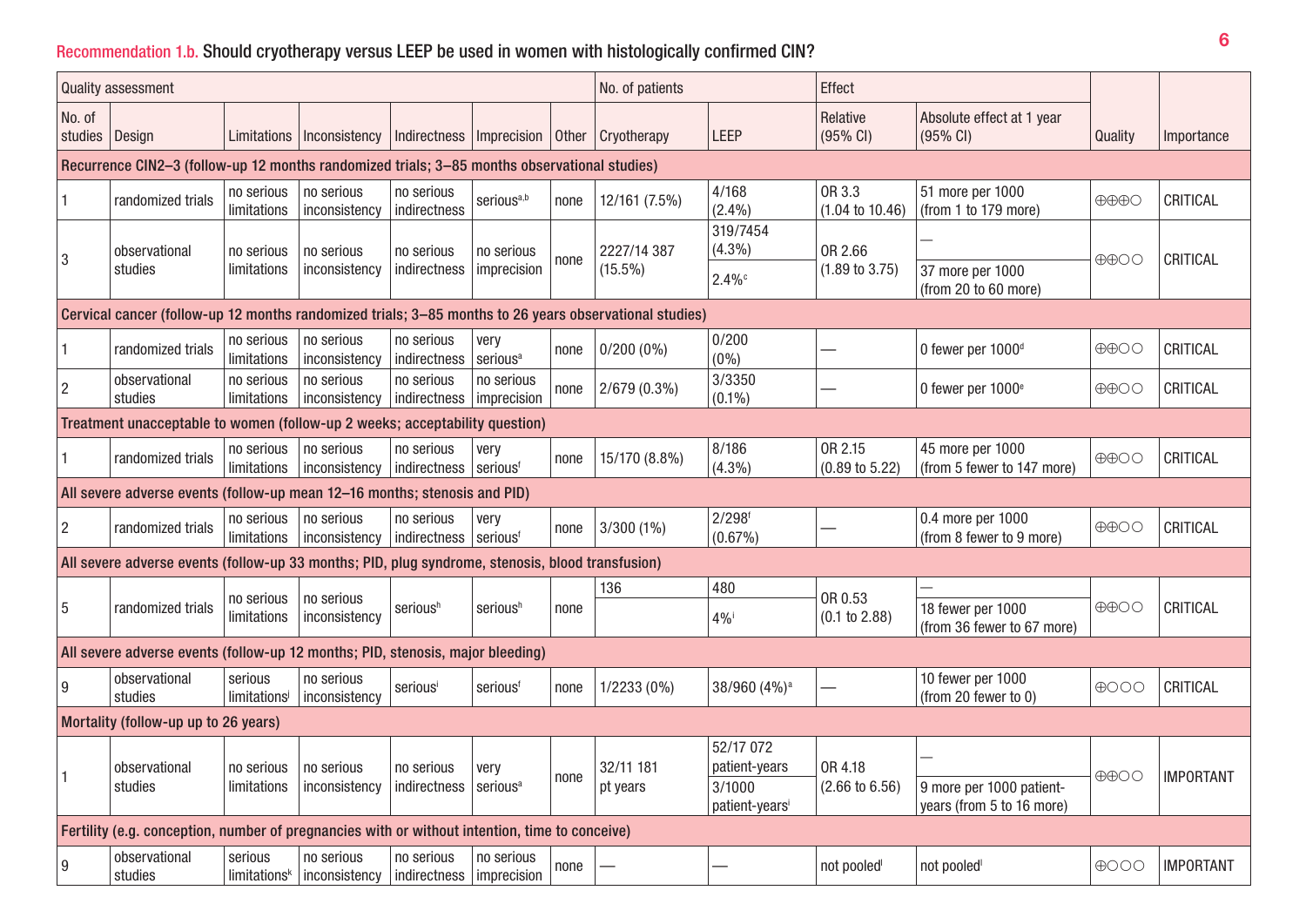### Recommendation 1.b. Should cryotherapy versus LEEP be used in women with histologically confirmed CIN?

| Quality assessment | | | | | | | No. of patients | | Effect | | Quality | Importance |
|---|---|---|---|---|---|---|---|---|---|---|---|---|
| No. of studies | Design | Limitations | Inconsistency | Indirectness | Imprecision | Other | Cryotherapy | LEEP | Relative (95% CI) | Absolute effect at 1 year (95% CI) | | |
| **Recurrence CIN2–3 (follow-up 12 months randomized trials; 3–85 months observational studies)** | | | | | | | | | | | | |
| 1 | randomized trials | no serious limitations | no serious inconsistency | no serious indirectness | serious[a,b] | none | 12/161 (7.5%) | 4/168 (2.4%) | OR 3.3 (1.04 to 10.46) | 51 more per 1000 (from 1 to 179 more) | ⊕⊕⊕○ | CRITICAL |
| 3 | observational studies | no serious limitations | no serious inconsistency | no serious indirectness | no serious imprecision | none | 2227/14 387 (15.5%) | 319/7454 (4.3%) | OR 2.66 (1.89 to 3.75) | — | ⊕⊕○○ | CRITICAL |
| | | | | | | | | 2.4%[c] | | 37 more per 1000 (from 20 to 60 more) | | |
| **Cervical cancer (follow-up 12 months randomized trials; 3–85 months to 26 years observational studies)** | | | | | | | | | | | | |
| 1 | randomized trials | no serious limitations | no serious inconsistency | no serious indirectness | very serious[a] | none | 0/200 (0%) | 0/200 (0%) | — | 0 fewer per 1000[d] | ⊕⊕○○ | CRITICAL |
| 2 | observational studies | no serious limitations | no serious inconsistency | no serious indirectness | no serious imprecision | none | 2/679 (0.3%) | 3/3350 (0.1%) | — | 0 fewer per 1000[e] | ⊕⊕○○ | CRITICAL |
| **Treatment unacceptable to women (follow-up 2 weeks; acceptability question)** | | | | | | | | | | | | |
| 1 | randomized trials | no serious limitations | no serious inconsistency | no serious indirectness | very serious[f] | none | 15/170 (8.8%) | 8/186 (4.3%) | OR 2.15 (0.89 to 5.22) | 45 more per 1000 (from 5 fewer to 147 more) | ⊕⊕○○ | CRITICAL |
| **All severe adverse events (follow-up mean 12–16 months; stenosis and PID)** | | | | | | | | | | | | |
| 2 | randomized trials | no serious limitations | no serious inconsistency | no serious indirectness | very serious[f] | none | 3/300 (1%) | 2/298[f] (0.67%) | — | 0.4 more per 1000 (from 8 fewer to 9 more) | ⊕⊕○○ | CRITICAL |
| **All severe adverse events (follow-up 33 months; PID, plug syndrome, stenosis, blood transfusion)** | | | | | | | | | | | | |
| 5 | randomized trials | no serious limitations | no serious inconsistency | serious[h] | serious[h] | none | 136 | 480 | OR 0.53 (0.1 to 2.88) | — | ⊕⊕○○ | CRITICAL |
| | | | | | | | | 4%[i] | | 18 fewer per 1000 (from 36 fewer to 67 more) | | |
| **All severe adverse events (follow-up 12 months; PID, stenosis, major bleeding)** | | | | | | | | | | | | |
| 9 | observational studies | serious limitations[j] | no serious inconsistency | serious[i] | serious[f] | none | 1/2233 (0%) | 38/960 (4%)[a] | — | 10 fewer per 1000 (from 20 fewer to 0) | ⊕○○○ | CRITICAL |
| **Mortality (follow-up up to 26 years)** | | | | | | | | | | | | |
| 1 | observational studies | no serious limitations | no serious inconsistency | no serious indirectness | very serious[a] | none | 32/11 181 pt years | 52/17 072 patient-years | OR 4.18 (2.66 to 6.56) | — | ⊕⊕○○ | IMPORTANT |
| | | | | | | | | 3/1000 patient-years[i] | | 9 more per 1000 patient-years (from 5 to 16 more) | | |
| **Fertility (e.g. conception, number of pregnancies with or without intention, time to conceive)** | | | | | | | | | | | | |
| 9 | observational studies | serious limitations[k] | no serious inconsistency | no serious indirectness | no serious imprecision | none | — | — | not pooled[l] | not pooled[l] | ⊕○○○ | IMPORTANT |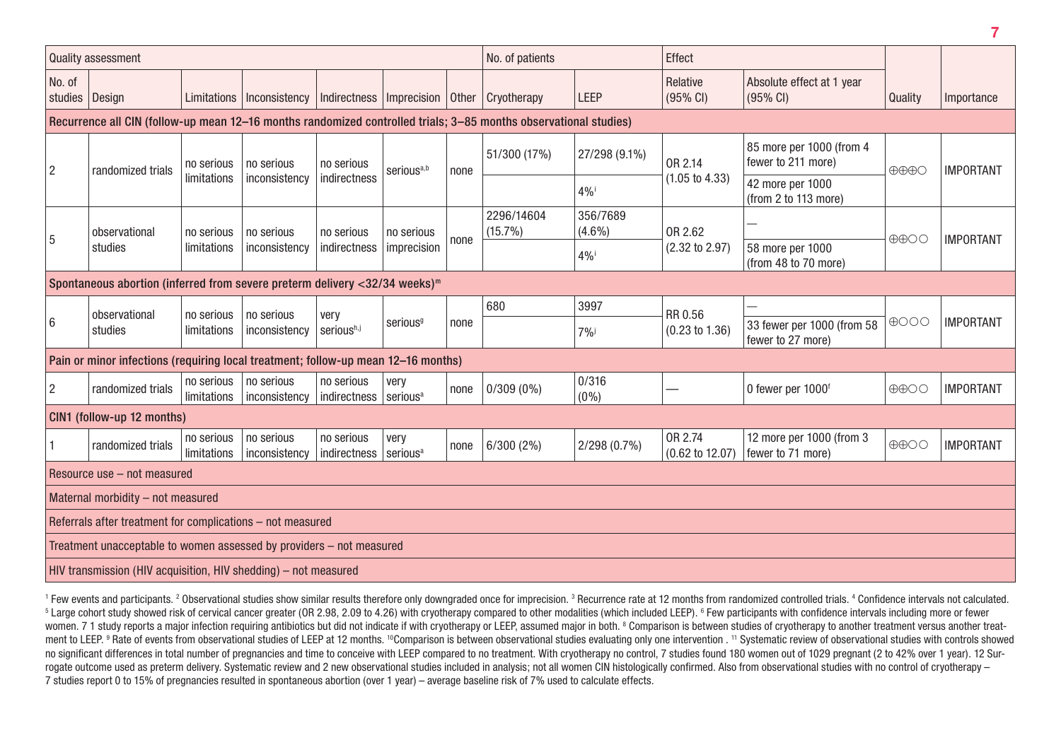| Quality assessment | | | | | | | No. of patients | | Effect | | | |
|---|---|---|---|---|---|---|---|---|---|---|---|---|
| No. of studies | Design | Limitations | Inconsistency | Indirectness | Imprecision | Other | Cryotherapy | LEEP | Relative (95% CI) | Absolute effect at 1 year (95% CI) | Quality | Importance |
| **Recurrence all CIN (follow-up mean 12–16 months randomized controlled trials; 3–85 months observational studies)** | | | | | | | | | | | | |
| 2 | randomized trials | no serious limitations | no serious inconsistency | no serious indirectness | serious[a,b] | none | 51/300 (17%) | 27/298 (9.1%) | OR 2.14 (1.05 to 4.33) | 85 more per 1000 (from 4 fewer to 211 more) | ⊕⊕⊕○ | IMPORTANT |
| | | | | | | | | 4%[i] | | 42 more per 1000 (from 2 to 113 more) | | |
| 5 | observational studies | no serious limitations | no serious inconsistency | no serious indirectness | no serious imprecision | none | 2296/14604 (15.7%) | 356/7689 (4.6%) | OR 2.62 (2.32 to 2.97) | — | ⊕⊕○○ | IMPORTANT |
| | | | | | | | | 4%[i] | | 58 more per 1000 (from 48 to 70 more) | | |
| **Spontaneous abortion (inferred from severe preterm delivery <32/34 weeks)[m]** | | | | | | | | | | | | |
| 6 | observational studies | no serious limitations | no serious inconsistency | very serious[h,j] | serious[g] | none | 680 | 3997 | RR 0.56 (0.23 to 1.36) | — | ⊕○○○ | IMPORTANT |
| | | | | | | | | 7%[j] | | 33 fewer per 1000 (from 58 fewer to 27 more) | | |
| **Pain or minor infections (requiring local treatment; follow-up mean 12–16 months)** | | | | | | | | | | | | |
| 2 | randomized trials | no serious limitations | no serious inconsistency | no serious indirectness | very serious[a] | none | 0/309 (0%) | 0/316 (0%) | — | 0 fewer per 1000[f] | ⊕⊕○○ | IMPORTANT |
| **CIN1 (follow-up 12 months)** | | | | | | | | | | | | |
| 1 | randomized trials | no serious limitations | no serious inconsistency | no serious indirectness | very serious[a] | none | 6/300 (2%) | 2/298 (0.7%) | OR 2.74 (0.62 to 12.07) | 12 more per 1000 (from 3 fewer to 71 more) | ⊕⊕○○ | IMPORTANT |
| **Resource use – not measured** | | | | | | | | | | | | |
| **Maternal morbidity – not measured** | | | | | | | | | | | | |
| **Referrals after treatment for complications – not measured** | | | | | | | | | | | | |
| **Treatment unacceptable to women assessed by providers – not measured** | | | | | | | | | | | | |
| **HIV transmission (HIV acquisition, HIV shedding) – not measured** | | | | | | | | | | | | |

[1] Few events and participants. [2] Observational studies show similar results therefore only downgraded once for imprecision. [3] Recurrence rate at 12 months from randomized controlled trials. [4] Confidence intervals not calculated. [5] Large cohort study showed risk of cervical cancer greater (OR 2.98, 2.09 to 4.26) with cryotherapy compared to other modalities (which included LEEP). [6] Few participants with confidence intervals including more or fewer women. 7 1 study reports a major infection requiring antibiotics but did not indicate if with cryotherapy or LEEP, assumed major in both. [8] Comparison is between studies of cryotherapy to another treatment versus another treatment to LEEP. [9] Rate of events from observational studies of LEEP at 12 months. [10]Comparison is between observational studies evaluating only one intervention . [11] Systematic review of observational studies with controls showed no significant differences in total number of pregnancies and time to conceive with LEEP compared to no treatment. With cryotherapy no control, 7 studies found 180 women out of 1029 pregnant (2 to 42% over 1 year). 12 Surrogate outcome used as preterm delivery. Systematic review and 2 new observational studies included in analysis; not all women CIN histologically confirmed. Also from observational studies with no control of cryotherapy – 7 studies report 0 to 15% of pregnancies resulted in spontaneous abortion (over 1 year) – average baseline risk of 7% used to calculate effects.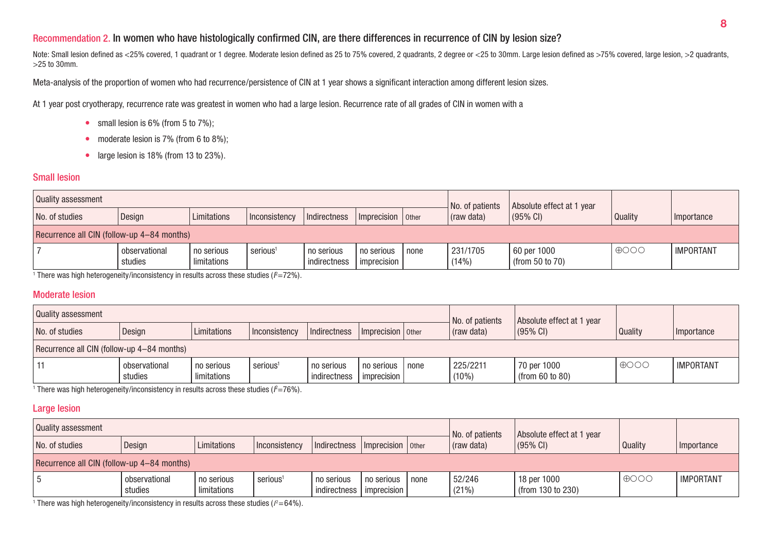## Recommendation 2. In women who have histologically confirmed CIN, are there differences in recurrence of CIN by lesion size?

Note: Small lesion defined as <25% covered, 1 quadrant or 1 degree. Moderate lesion defined as 25 to 75% covered, 2 quadrants, 2 degree or <25 to 30mm. Large lesion defined as >75% covered, large lesion, >2 quadrants, >25 to 30mm.

Meta-analysis of the proportion of women who had recurrence/persistence of CIN at 1 year shows a significant interaction among different lesion sizes.

At 1 year post cryotherapy, recurrence rate was greatest in women who had a large lesion. Recurrence rate of all grades of CIN in women with a

- small lesion is 6% (from 5 to 7%);
- moderate lesion is 7% (from 6 to 8%);
- large lesion is 18% (from 13 to 23%).

### Small lesion

| Quality assessment | | | | | | | No. of patients (raw data) | Absolute effect at 1 year (95% CI) | Quality | Importance |
|---|---|---|---|---|---|---|---|---|---|---|
| No. of studies | Design | Limitations | Inconsistency | Indirectness | Imprecision | Other | | | | |
| Recurrence all CIN (follow-up 4–84 months) | | | | | | | | | | |
| 7 | observational studies | no serious limitations | serious[1] | no serious indirectness | no serious imprecision | none | 231/1705 (14%) | 60 per 1000 (from 50 to 70) | ⊕○○○ | IMPORTANT |

[1] There was high heterogeneity/inconsistency in results across these studies ($I^2$=72%).

### Moderate lesion

| Quality assessment | | | | | | | No. of patients (raw data) | Absolute effect at 1 year (95% CI) | Quality | Importance |
|---|---|---|---|---|---|---|---|---|---|---|
| No. of studies | Design | Limitations | Inconsistency | Indirectness | Imprecision | Other | | | | |
| Recurrence all CIN (follow-up 4–84 months) | | | | | | | | | | |
| 11 | observational studies | no serious limitations | serious[1] | no serious indirectness | no serious imprecision | none | 225/2211 (10%) | 70 per 1000 (from 60 to 80) | ⊕○○○ | IMPORTANT |

[1] There was high heterogeneity/inconsistency in results across these studies ($I^2$=76%).

### Large lesion

| Quality assessment | | | | | | | No. of patients (raw data) | Absolute effect at 1 year (95% CI) | Quality | Importance |
|---|---|---|---|---|---|---|---|---|---|---|
| No. of studies | Design | Limitations | Inconsistency | Indirectness | Imprecision | Other | | | | |
| Recurrence all CIN (follow-up 4–84 months) | | | | | | | | | | |
| 5 | observational studies | no serious limitations | serious[1] | no serious indirectness | no serious imprecision | none | 52/246 (21%) | 18 per 1000 (from 130 to 230) | ⊕○○○ | IMPORTANT |

[1] There was high heterogeneity/inconsistency in results across these studies ($I^2$=64%).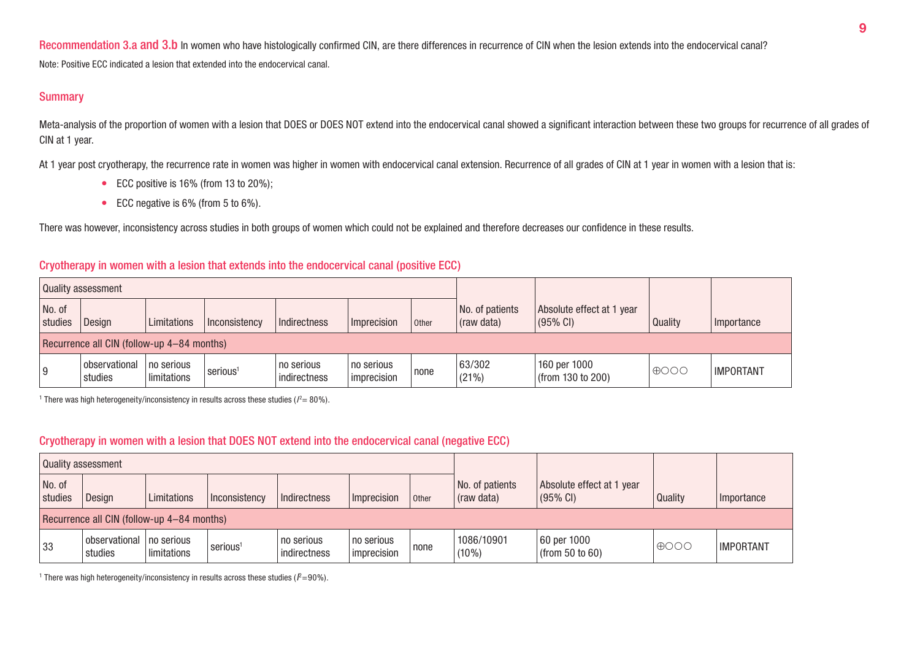**Recommendation 3.a and 3.b** In women who have histologically confirmed CIN, are there differences in recurrence of CIN when the lesion extends into the endocervical canal?

Note: Positive ECC indicated a lesion that extended into the endocervical canal.

## Summary

Meta-analysis of the proportion of women with a lesion that DOES or DOES NOT extend into the endocervical canal showed a significant interaction between these two groups for recurrence of all grades of CIN at 1 year.

At 1 year post cryotherapy, the recurrence rate in women was higher in women with endocervical canal extension. Recurrence of all grades of CIN at 1 year in women with a lesion that is:

- ECC positive is 16% (from 13 to 20%);
- ECC negative is 6% (from 5 to 6%).

There was however, inconsistency across studies in both groups of women which could not be explained and therefore decreases our confidence in these results.

### Cryotherapy in women with a lesion that extends into the endocervical canal (positive ECC)

| Quality assessment | | | | | | | | | | |
|---|---|---|---|---|---|---|---|---|---|---|
| No. of studies | Design | Limitations | Inconsistency | Indirectness | Imprecision | Other | No. of patients (raw data) | Absolute effect at 1 year (95% CI) | Quality | Importance |
| Recurrence all CIN (follow-up 4–84 months) | | | | | | | | | | |
| 9 | observational studies | no serious limitations | serious[1] | no serious indirectness | no serious imprecision | none | 63/302 (21%) | 160 per 1000 (from 130 to 200) | ⊕○○○ | IMPORTANT |

[1] There was high heterogeneity/inconsistency in results across these studies ($I^2$= 80%).

### Cryotherapy in women with a lesion that DOES NOT extend into the endocervical canal (negative ECC)

| Quality assessment | | | | | | | | | | |
|---|---|---|---|---|---|---|---|---|---|---|
| No. of studies | Design | Limitations | Inconsistency | Indirectness | Imprecision | Other | No. of patients (raw data) | Absolute effect at 1 year (95% CI) | Quality | Importance |
| Recurrence all CIN (follow-up 4–84 months) | | | | | | | | | | |
| 33 | observational studies | no serious limitations | serious[1] | no serious indirectness | no serious imprecision | none | 1086/10901 (10%) | 60 per 1000 (from 50 to 60) | ⊕○○○ | IMPORTANT |

[1] There was high heterogeneity/inconsistency in results across these studies ($I^2$=90%).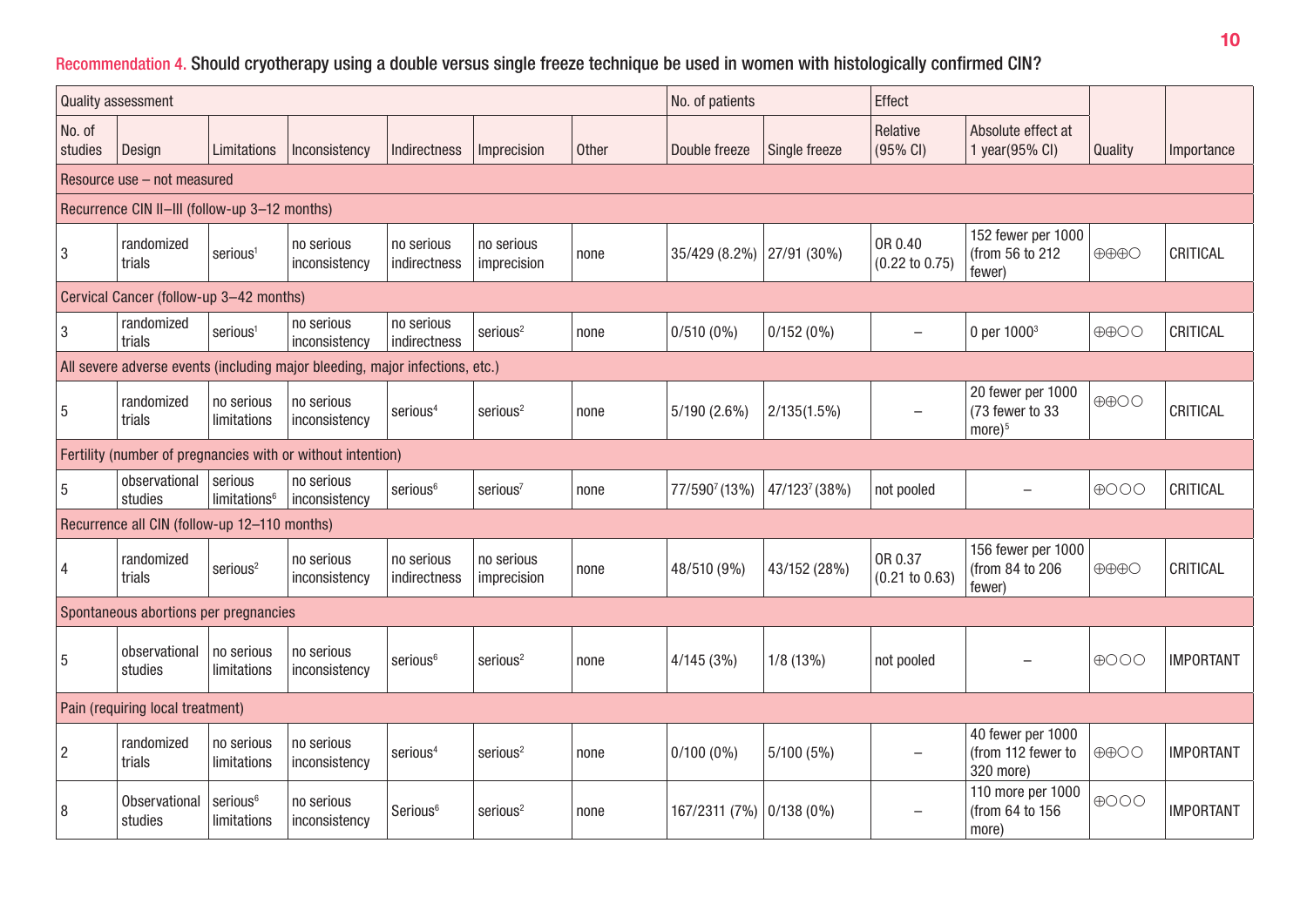Recommendation 4. Should cryotherapy using a double versus single freeze technique be used in women with histologically confirmed CIN?

| Quality assessment | | | | | | | No. of patients | | Effect | | | |
|---|---|---|---|---|---|---|---|---|---|---|---|---|
| No. of studies | Design | Limitations | Inconsistency | Indirectness | Imprecision | Other | Double freeze | Single freeze | Relative (95% CI) | Absolute effect at 1 year(95% CI) | Quality | Importance |
| Resource use – not measured | | | | | | | | | | | | |
| Recurrence CIN II–III (follow-up 3–12 months) | | | | | | | | | | | | |
| 3 | randomized trials | serious[1] | no serious inconsistency | no serious indirectness | no serious imprecision | none | 35/429 (8.2%) | 27/91 (30%) | OR 0.40 (0.22 to 0.75) | 152 fewer per 1000 (from 56 to 212 fewer) | ⊕⊕⊕○ | CRITICAL |
| Cervical Cancer (follow-up 3–42 months) | | | | | | | | | | | | |
| 3 | randomized trials | serious[1] | no serious inconsistency | no serious indirectness | serious[2] | none | 0/510 (0%) | 0/152 (0%) | – | 0 per 1000[3] | ⊕⊕○○ | CRITICAL |
| All severe adverse events (including major bleeding, major infections, etc.) | | | | | | | | | | | | |
| 5 | randomized trials | no serious limitations | no serious inconsistency | serious[4] | serious[2] | none | 5/190 (2.6%) | 2/135(1.5%) | – | 20 fewer per 1000 (73 fewer to 33 more)[5] | ⊕⊕○○ | CRITICAL |
| Fertility (number of pregnancies with or without intention) | | | | | | | | | | | | |
| 5 | observational studies | serious limitations[6] | no serious inconsistency | serious[6] | serious[7] | none | 77/590[7] (13%) | 47/123[7] (38%) | not pooled | – | ⊕○○○ | CRITICAL |
| Recurrence all CIN (follow-up 12–110 months) | | | | | | | | | | | | |
| 4 | randomized trials | serious[2] | no serious inconsistency | no serious indirectness | no serious imprecision | none | 48/510 (9%) | 43/152 (28%) | OR 0.37 (0.21 to 0.63) | 156 fewer per 1000 (from 84 to 206 fewer) | ⊕⊕⊕○ | CRITICAL |
| Spontaneous abortions per pregnancies | | | | | | | | | | | | |
| 5 | observational studies | no serious limitations | no serious inconsistency | serious[6] | serious[2] | none | 4/145 (3%) | 1/8 (13%) | not pooled | – | ⊕○○○ | IMPORTANT |
| Pain (requiring local treatment) | | | | | | | | | | | | |
| 2 | randomized trials | no serious limitations | no serious inconsistency | serious[4] | serious[2] | none | 0/100 (0%) | 5/100 (5%) | – | 40 fewer per 1000 (from 112 fewer to 320 more) | ⊕⊕○○ | IMPORTANT |
| 8 | Observational studies | serious[6] limitations | no serious inconsistency | Serious[6] | serious[2] | none | 167/2311 (7%) | 0/138 (0%) | – | 110 more per 1000 (from 64 to 156 more) | ⊕○○○ | IMPORTANT |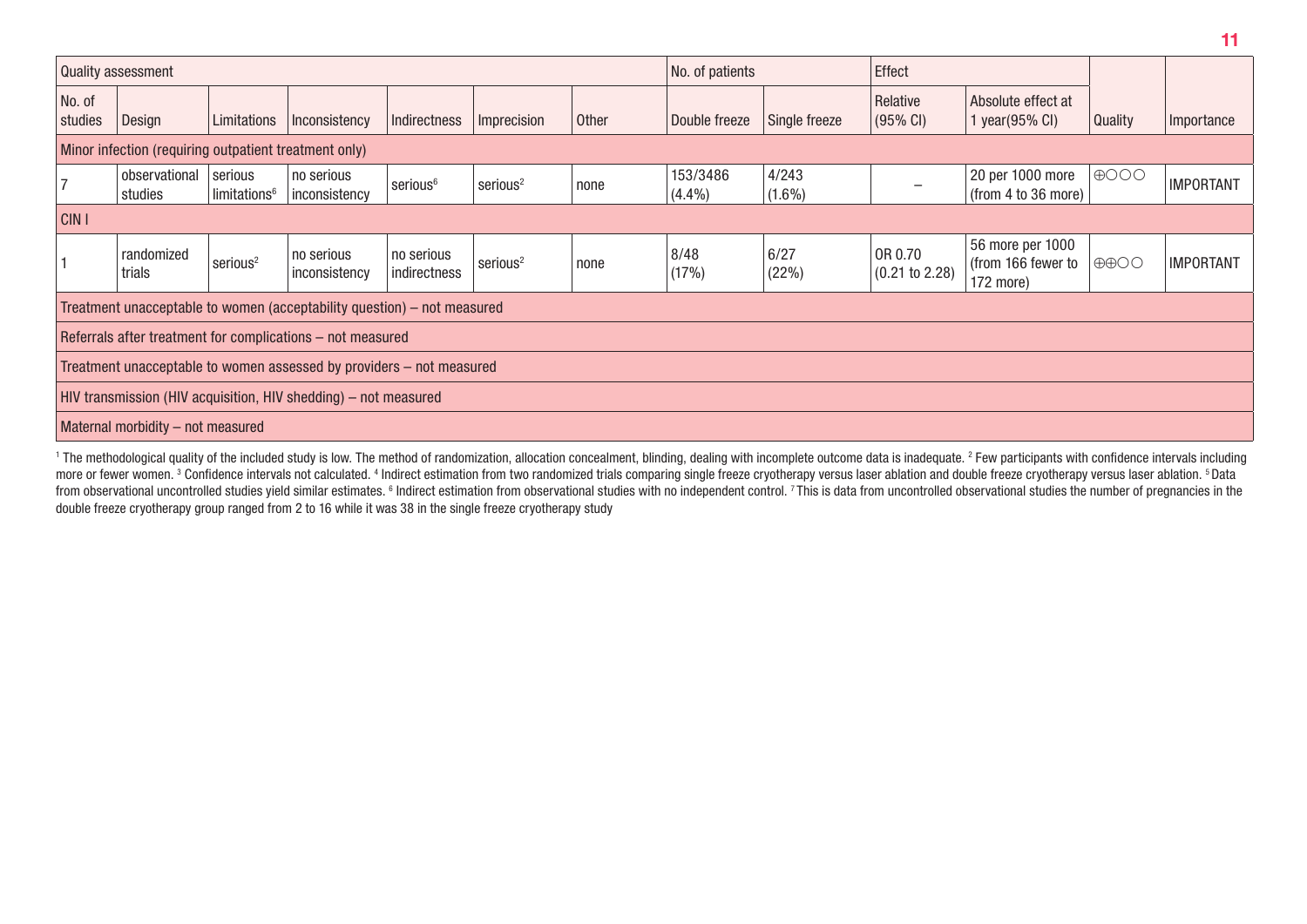| Quality assessment | | | | | | | No. of patients | | Effect | | | |
|---|---|---|---|---|---|---|---|---|---|---|---|---|
| No. of studies | Design | Limitations | Inconsistency | Indirectness | Imprecision | Other | Double freeze | Single freeze | Relative (95% CI) | Absolute effect at 1 year(95% CI) | Quality | Importance |
| Minor infection (requiring outpatient treatment only) | | | | | | | | | | | | |
| 7 | observational studies | serious limitations[6] | no serious inconsistency | serious[6] | serious[2] | none | 153/3486 (4.4%) | 4/243 (1.6%) | – | 20 per 1000 more (from 4 to 36 more) | ⊕○○○ | IMPORTANT |
| CIN I | | | | | | | | | | | | |
| 1 | randomized trials | serious[2] | no serious inconsistency | no serious indirectness | serious[2] | none | 8/48 (17%) | 6/27 (22%) | OR 0.70 (0.21 to 2.28) | 56 more per 1000 (from 166 fewer to 172 more) | ⊕⊕○○ | IMPORTANT |
| Treatment unacceptable to women (acceptability question) – not measured | | | | | | | | | | | | |
| Referrals after treatment for complications – not measured | | | | | | | | | | | | |
| Treatment unacceptable to women assessed by providers – not measured | | | | | | | | | | | | |
| HIV transmission (HIV acquisition, HIV shedding) – not measured | | | | | | | | | | | | |
| Maternal morbidity – not measured | | | | | | | | | | | | |

[1] The methodological quality of the included study is low. The method of randomization, allocation concealment, blinding, dealing with incomplete outcome data is inadequate. [2] Few participants with confidence intervals including more or fewer women. [3] Confidence intervals not calculated. [4] Indirect estimation from two randomized trials comparing single freeze cryotherapy versus laser ablation and double freeze cryotherapy versus laser ablation. [5] Data from observational uncontrolled studies yield similar estimates. [6] Indirect estimation from observational studies with no independent control. [7] This is data from uncontrolled observational studies the number of pregnancies in the double freeze cryotherapy group ranged from 2 to 16 while it was 38 in the single freeze cryotherapy study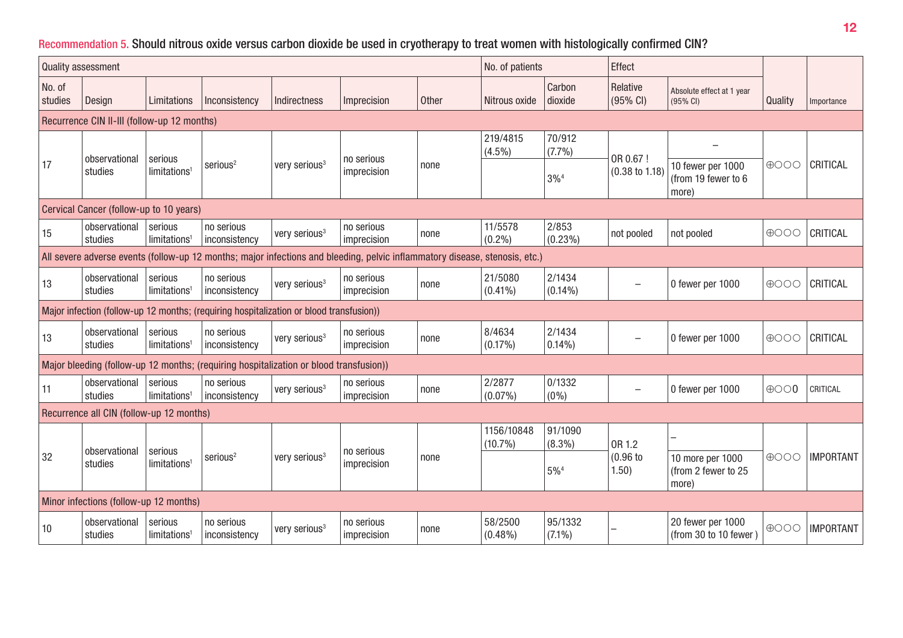Recommendation 5. **Should nitrous oxide versus carbon dioxide be used in cryotherapy to treat women with histologically confirmed CIN?**

| Quality assessment | | | | | | | No. of patients | | Effect | | | |
|---|---|---|---|---|---|---|---|---|---|---|---|---|
| No. of studies | Design | Limitations | Inconsistency | Indirectness | Imprecision | Other | Nitrous oxide | Carbon dioxide | Relative (95% CI) | Absolute effect at 1 year (95% CI) | Quality | Importance |
| **Recurrence CIN II-III (follow-up 12 months)** | | | | | | | | | | | | |
| 17 | observational studies | serious limitations[1] | serious[2] | very serious[3] | no serious imprecision | none | 219/4815 (4.5%) | 70/912 (7.7%) | OR 0.67 ! (0.38 to 1.18) | – | ⊕○○○ | CRITICAL |
| | | | | | | | | 3%[4] | | 10 fewer per 1000 (from 19 fewer to 6 more) | | |
| **Cervical Cancer (follow-up to 10 years)** | | | | | | | | | | | | |
| 15 | observational studies | serious limitations[1] | no serious inconsistency | very serious[3] | no serious imprecision | none | 11/5578 (0.2%) | 2/853 (0.23%) | not pooled | not pooled | ⊕○○○ | CRITICAL |
| **All severe adverse events (follow-up 12 months; major infections and bleeding, pelvic inflammatory disease, stenosis, etc.)** | | | | | | | | | | | | |
| 13 | observational studies | serious limitations[1] | no serious inconsistency | very serious[3] | no serious imprecision | none | 21/5080 (0.41%) | 2/1434 (0.14%) | – | 0 fewer per 1000 | ⊕○○○ | CRITICAL |
| **Major infection (follow-up 12 months; (requiring hospitalization or blood transfusion))** | | | | | | | | | | | | |
| 13 | observational studies | serious limitations[1] | no serious inconsistency | very serious[3] | no serious imprecision | none | 8/4634 (0.17%) | 2/1434 0.14%) | – | 0 fewer per 1000 | ⊕○○○ | CRITICAL |
| **Major bleeding (follow-up 12 months; (requiring hospitalization or blood transfusion))** | | | | | | | | | | | | |
| 11 | observational studies | serious limitations[1] | no serious inconsistency | very serious[3] | no serious imprecision | none | 2/2877 (0.07%) | 0/1332 (0%) | – | 0 fewer per 1000 | ⊕○○0 | CRITICAL |
| **Recurrence all CIN (follow-up 12 months)** | | | | | | | | | | | | |
| 32 | observational studies | serious limitations[1] | serious[2] | very serious[3] | no serious imprecision | none | 1156/10848 (10.7%) | 91/1090 (8.3%) | OR 1.2 (0.96 to 1.50) | – | ⊕○○○ | IMPORTANT |
| | | | | | | | | 5%[4] | | 10 more per 1000 (from 2 fewer to 25 more) | | |
| **Minor infections (follow-up 12 months)** | | | | | | | | | | | | |
| 10 | observational studies | serious limitations[1] | no serious inconsistency | very serious[3] | no serious imprecision | none | 58/2500 (0.48%) | 95/1332 (7.1%) | – | 20 fewer per 1000 (from 30 to 10 fewer ) | ⊕○○○ | IMPORTANT |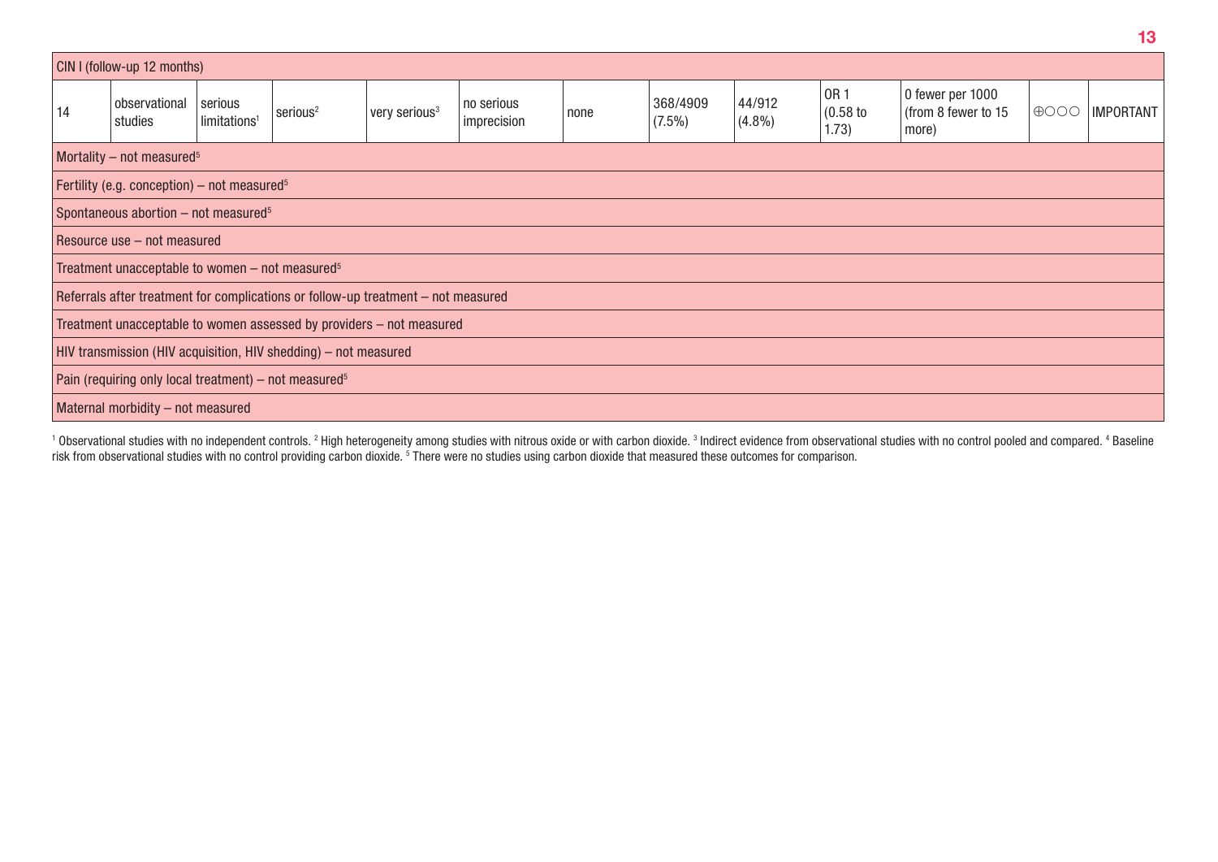| CIN I (follow-up 12 months) | | | | | | | | | | | | |
|---|---|---|---|---|---|---|---|---|---|---|---|---|
| 14 | observational studies | serious limitations[1] | serious[2] | very serious[3] | no serious imprecision | none | 368/4909 (7.5%) | 44/912 (4.8%) | OR 1 (0.58 to 1.73) | 0 fewer per 1000 (from 8 fewer to 15 more) | ⊕○○○ | IMPORTANT |
| Mortality – not measured[5] | | | | | | | | | | | | |
| Fertility (e.g. conception) – not measured[5] | | | | | | | | | | | | |
| Spontaneous abortion – not measured[5] | | | | | | | | | | | | |
| Resource use – not measured | | | | | | | | | | | | |
| Treatment unacceptable to women – not measured[5] | | | | | | | | | | | | |
| Referrals after treatment for complications or follow-up treatment – not measured | | | | | | | | | | | | |
| Treatment unacceptable to women assessed by providers – not measured | | | | | | | | | | | | |
| HIV transmission (HIV acquisition, HIV shedding) – not measured | | | | | | | | | | | | |
| Pain (requiring only local treatment) – not measured[5] | | | | | | | | | | | | |
| Maternal morbidity – not measured | | | | | | | | | | | | |

[1] Observational studies with no independent controls. [2] High heterogeneity among studies with nitrous oxide or with carbon dioxide. [3] Indirect evidence from observational studies with no control pooled and compared. [4] Baseline risk from observational studies with no control providing carbon dioxide. [5] There were no studies using carbon dioxide that measured these outcomes for comparison.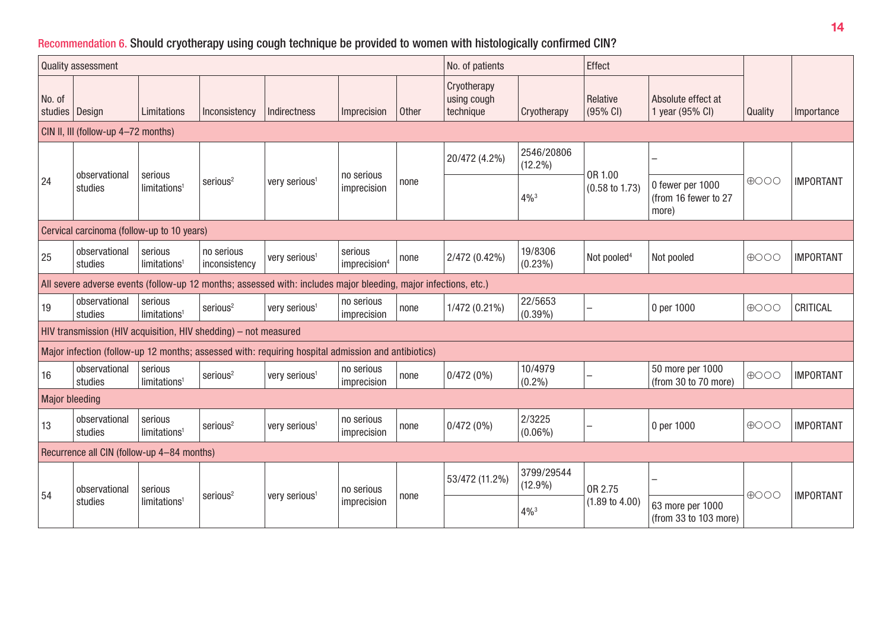Recommendation 6. Should cryotherapy using cough technique be provided to women with histologically confirmed CIN?

| Quality assessment | | | | | | | No. of patients | | Effect | | Quality | Importance |
|---|---|---|---|---|---|---|---|---|---|---|---|---|
| No. of studies | Design | Limitations | Inconsistency | Indirectness | Imprecision | Other | Cryotherapy using cough technique | Cryotherapy | Relative (95% CI) | Absolute effect at 1 year (95% CI) | | |
| **CIN II, III (follow-up 4–72 months)** | | | | | | | | | | | | |
| 24 | observational studies | serious limitations[1] | serious[2] | very serious[1] | no serious imprecision | none | 20/472 (4.2%) | 2546/20806 (12.2%) | OR 1.00 (0.58 to 1.73) | – | ⊕○○○ | IMPORTANT |
| | | | | | | | | 4%[3] | | 0 fewer per 1000 (from 16 fewer to 27 more) | | |
| **Cervical carcinoma (follow-up to 10 years)** | | | | | | | | | | | | |
| 25 | observational studies | serious limitations[1] | no serious inconsistency | very serious[1] | serious imprecision[4] | none | 2/472 (0.42%) | 19/8306 (0.23%) | Not pooled[4] | Not pooled | ⊕○○○ | IMPORTANT |
| **All severe adverse events (follow-up 12 months; assessed with: includes major bleeding, major infections, etc.)** | | | | | | | | | | | | |
| 19 | observational studies | serious limitations[1] | serious[2] | very serious[1] | no serious imprecision | none | 1/472 (0.21%) | 22/5653 (0.39%) | – | 0 per 1000 | ⊕○○○ | CRITICAL |
| **HIV transmission (HIV acquisition, HIV shedding) – not measured** | | | | | | | | | | | | |
| **Major infection (follow-up 12 months; assessed with: requiring hospital admission and antibiotics)** | | | | | | | | | | | | |
| 16 | observational studies | serious limitations[1] | serious[2] | very serious[1] | no serious imprecision | none | 0/472 (0%) | 10/4979 (0.2%) | – | 50 more per 1000 (from 30 to 70 more) | ⊕○○○ | IMPORTANT |
| **Major bleeding** | | | | | | | | | | | | |
| 13 | observational studies | serious limitations[1] | serious[2] | very serious[1] | no serious imprecision | none | 0/472 (0%) | 2/3225 (0.06%) | – | 0 per 1000 | ⊕○○○ | IMPORTANT |
| **Recurrence all CIN (follow-up 4–84 months)** | | | | | | | | | | | | |
| 54 | observational studies | serious limitations[1] | serious[2] | very serious[1] | no serious imprecision | none | 53/472 (11.2%) | 3799/29544 (12.9%) | OR 2.75 (1.89 to 4.00) | – | ⊕○○○ | IMPORTANT |
| | | | | | | | | 4%[3] | | 63 more per 1000 (from 33 to 103 more) | | |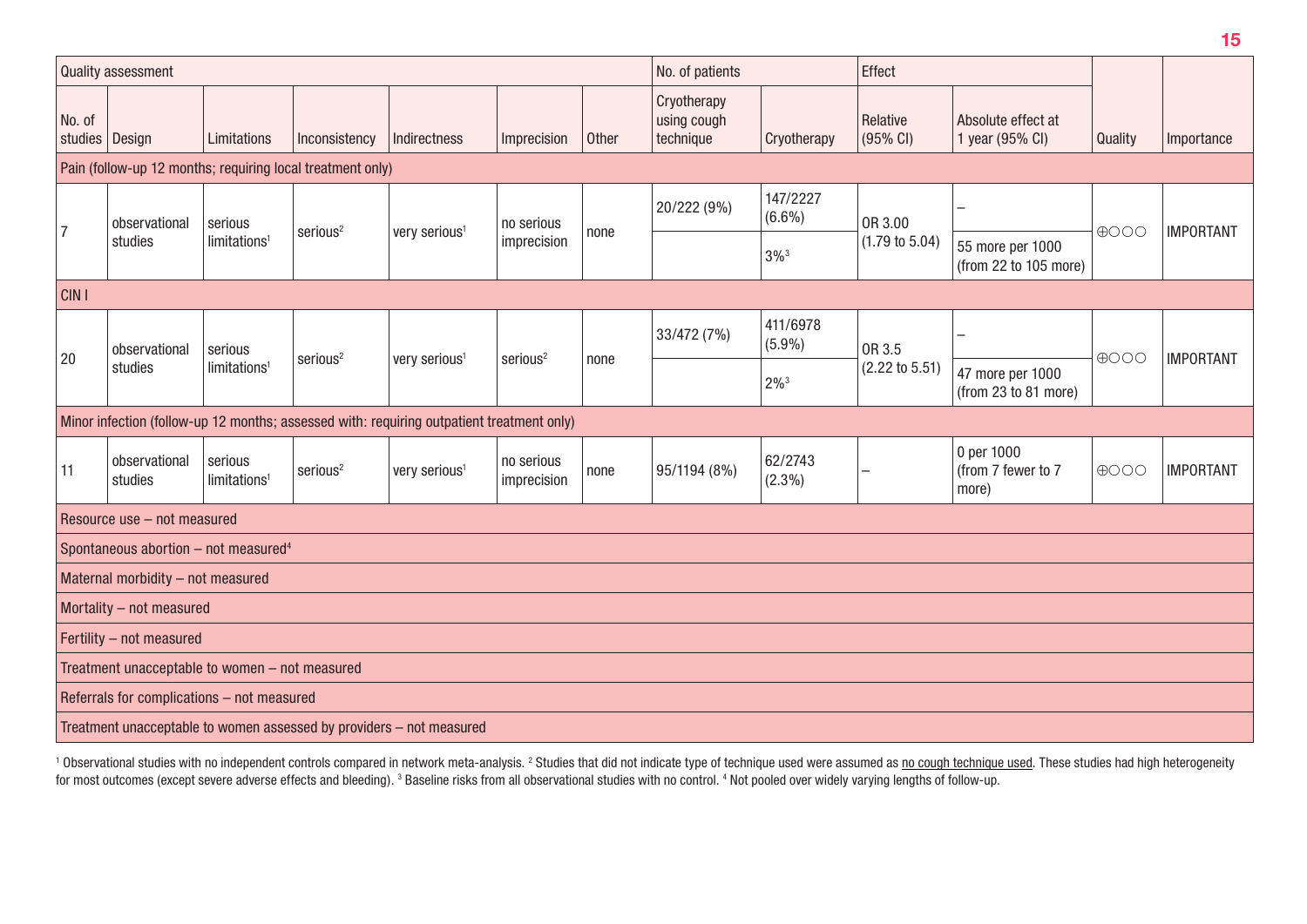| Quality assessment | | | | | | | No. of patients | | Effect | | | |
|---|---|---|---|---|---|---|---|---|---|---|---|---|
| No. of studies | Design | Limitations | Inconsistency | Indirectness | Imprecision | Other | Cryotherapy using cough technique | Cryotherapy | Relative (95% CI) | Absolute effect at 1 year (95% CI) | Quality | Importance |
| Pain (follow-up 12 months; requiring local treatment only) | | | | | | | | | | | | |
| 7 | observational studies | serious limitations[1] | serious[2] | very serious[1] | no serious imprecision | none | 20/222 (9%) | 147/2227 (6.6%) | OR 3.00 (1.79 to 5.04) | – | ⊕○○○ | IMPORTANT |
| | | | | | | | | 3%[3] | | 55 more per 1000 (from 22 to 105 more) | | |
| CIN I | | | | | | | | | | | | |
| 20 | observational studies | serious limitations[1] | serious[2] | very serious[1] | serious[2] | none | 33/472 (7%) | 411/6978 (5.9%) | OR 3.5 (2.22 to 5.51) | – | ⊕○○○ | IMPORTANT |
| | | | | | | | | 2%[3] | | 47 more per 1000 (from 23 to 81 more) | | |
| Minor infection (follow-up 12 months; assessed with: requiring outpatient treatment only) | | | | | | | | | | | | |
| 11 | observational studies | serious limitations[1] | serious[2] | very serious[1] | no serious imprecision | none | 95/1194 (8%) | 62/2743 (2.3%) | – | 0 per 1000 (from 7 fewer to 7 more) | ⊕○○○ | IMPORTANT |
| Resource use – not measured | | | | | | | | | | | | |
| Spontaneous abortion – not measured[4] | | | | | | | | | | | | |
| Maternal morbidity – not measured | | | | | | | | | | | | |
| Mortality – not measured | | | | | | | | | | | | |
| Fertility – not measured | | | | | | | | | | | | |
| Treatment unacceptable to women – not measured | | | | | | | | | | | | |
| Referrals for complications – not measured | | | | | | | | | | | | |
| Treatment unacceptable to women assessed by providers – not measured | | | | | | | | | | | | |

[1] Observational studies with no independent controls compared in network meta-analysis. [2] Studies that did not indicate type of technique used were assumed as no cough technique used. These studies had high heterogeneity for most outcomes (except severe adverse effects and bleeding). [3] Baseline risks from all observational studies with no control. [4] Not pooled over widely varying lengths of follow-up.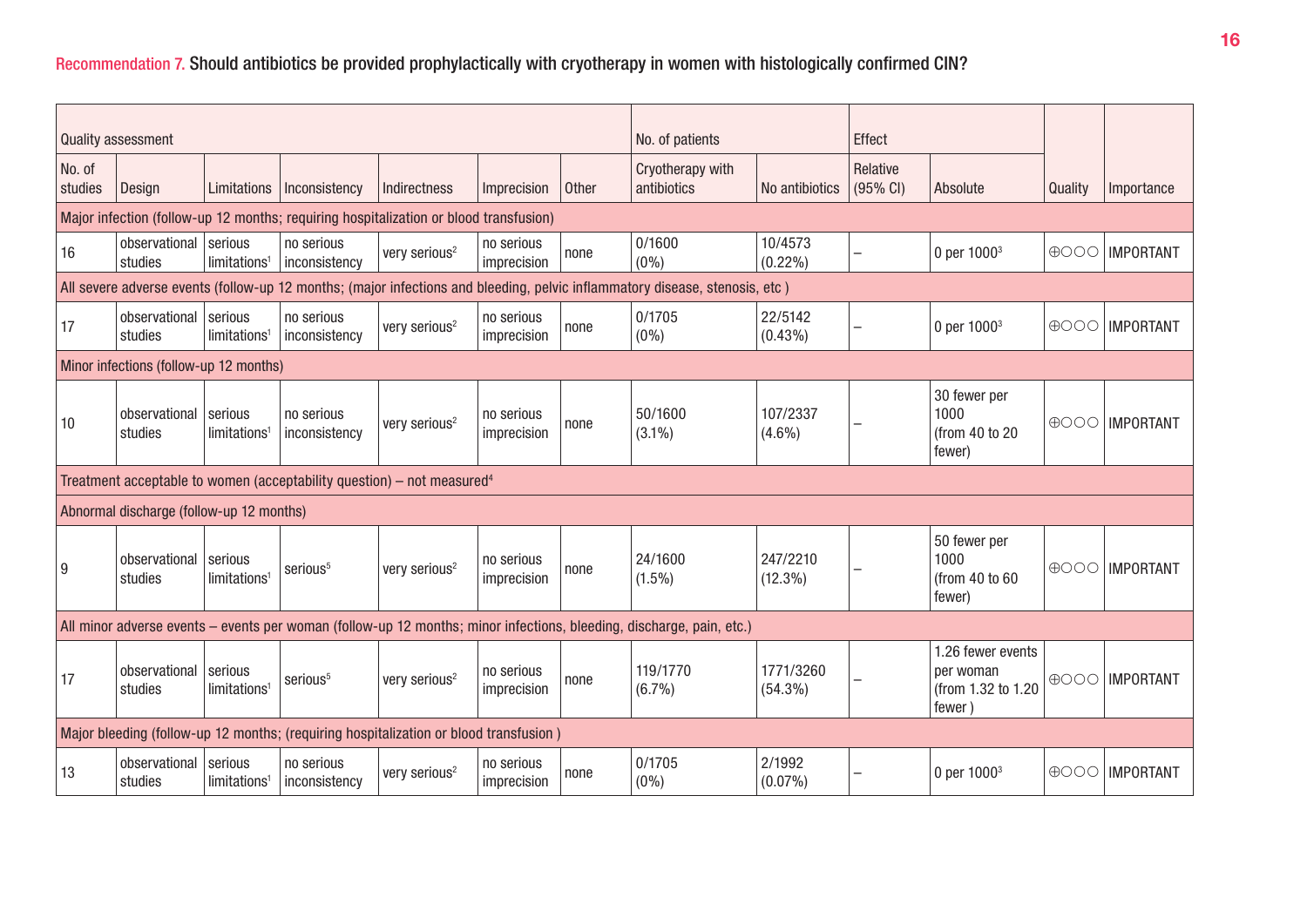Recommendation 7. Should antibiotics be provided prophylactically with cryotherapy in women with histologically confirmed CIN?

| Quality assessment | | | | | | | No. of patients | | Effect | | Quality | Importance |
|---|---|---|---|---|---|---|---|---|---|---|---|---|
| No. of studies | Design | Limitations | Inconsistency | Indirectness | Imprecision | Other | Cryotherapy with antibiotics | No antibiotics | Relative (95% CI) | Absolute | | |
| **Major infection (follow-up 12 months; requiring hospitalization or blood transfusion)** | | | | | | | | | | | | |
| 16 | observational studies | serious limitations[1] | no serious inconsistency | very serious[2] | no serious imprecision | none | 0/1600 (0%) | 10/4573 (0.22%) | – | 0 per 1000[3] | ⊕○○○ | IMPORTANT |
| **All severe adverse events (follow-up 12 months; (major infections and bleeding, pelvic inflammatory disease, stenosis, etc )** | | | | | | | | | | | | |
| 17 | observational studies | serious limitations[1] | no serious inconsistency | very serious[2] | no serious imprecision | none | 0/1705 (0%) | 22/5142 (0.43%) | – | 0 per 1000[3] | ⊕○○○ | IMPORTANT |
| **Minor infections (follow-up 12 months)** | | | | | | | | | | | | |
| 10 | observational studies | serious limitations[1] | no serious inconsistency | very serious[2] | no serious imprecision | none | 50/1600 (3.1%) | 107/2337 (4.6%) | – | 30 fewer per 1000 (from 40 to 20 fewer) | ⊕○○○ | IMPORTANT |
| **Treatment acceptable to women (acceptability question) – not measured[4]** | | | | | | | | | | | | |
| **Abnormal discharge (follow-up 12 months)** | | | | | | | | | | | | |
| 9 | observational studies | serious limitations[1] | serious[5] | very serious[2] | no serious imprecision | none | 24/1600 (1.5%) | 247/2210 (12.3%) | – | 50 fewer per 1000 (from 40 to 60 fewer) | ⊕○○○ | IMPORTANT |
| **All minor adverse events – events per woman (follow-up 12 months; minor infections, bleeding, discharge, pain, etc.)** | | | | | | | | | | | | |
| 17 | observational studies | serious limitations[1] | serious[5] | very serious[2] | no serious imprecision | none | 119/1770 (6.7%) | 1771/3260 (54.3%) | – | 1.26 fewer events per woman (from 1.32 to 1.20 fewer ) | ⊕○○○ | IMPORTANT |
| **Major bleeding (follow-up 12 months; (requiring hospitalization or blood transfusion )** | | | | | | | | | | | | |
| 13 | observational studies | serious limitations[1] | no serious inconsistency | very serious[2] | no serious imprecision | none | 0/1705 (0%) | 2/1992 (0.07%) | – | 0 per 1000[3] | ⊕○○○ | IMPORTANT |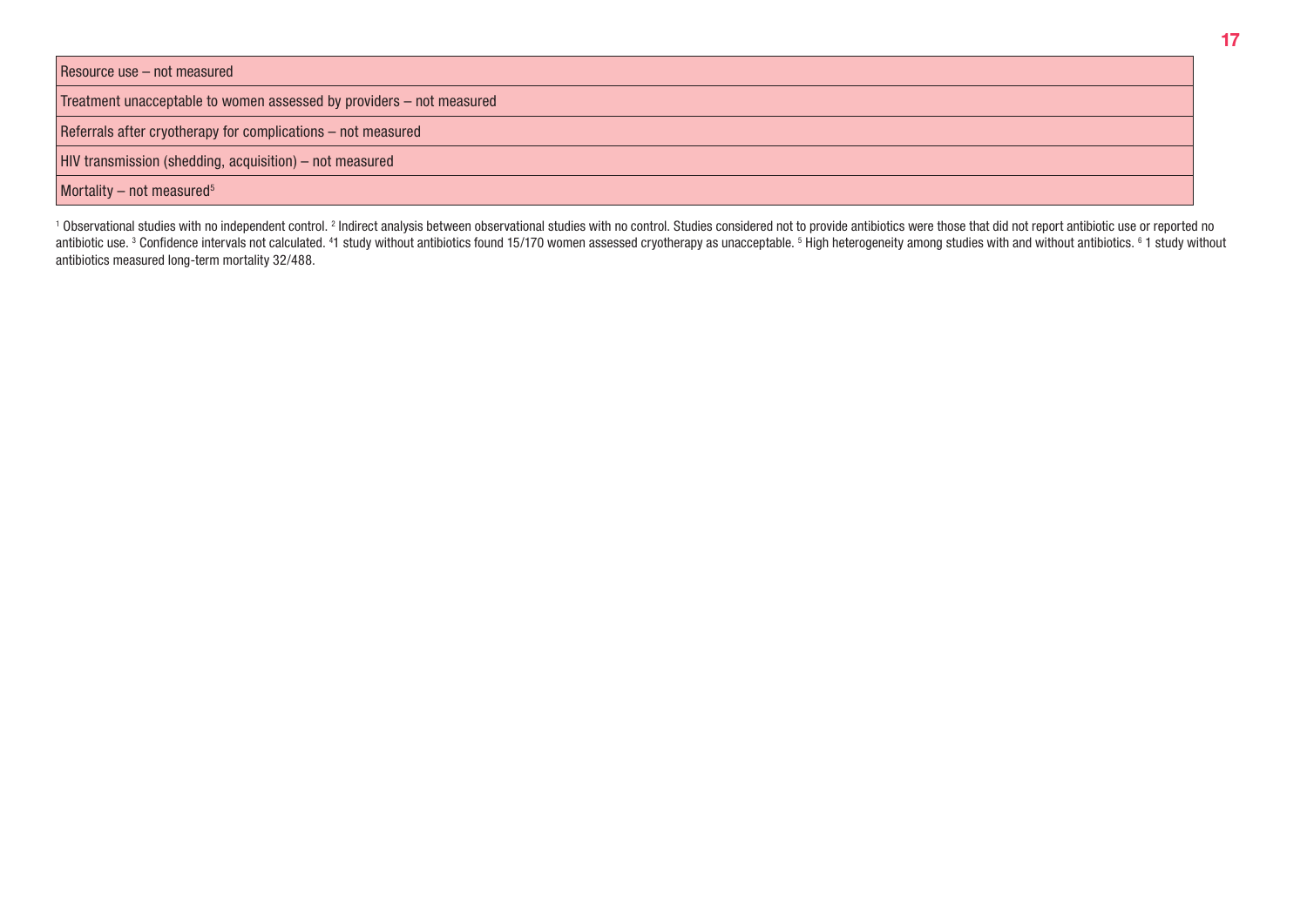| Resource use – not measured |
|---|
| Treatment unacceptable to women assessed by providers – not measured |
| Referrals after cryotherapy for complications – not measured |
| HIV transmission (shedding, acquisition) – not measured |
| Mortality – not measured[5] |

[1] Observational studies with no independent control. [2] Indirect analysis between observational studies with no control. Studies considered not to provide antibiotics were those that did not report antibiotic use or reported no antibiotic use. [3] Confidence intervals not calculated. [4]1 study without antibiotics found 15/170 women assessed cryotherapy as unacceptable. [5] High heterogeneity among studies with and without antibiotics. [6] 1 study without antibiotics measured long-term mortality 32/488.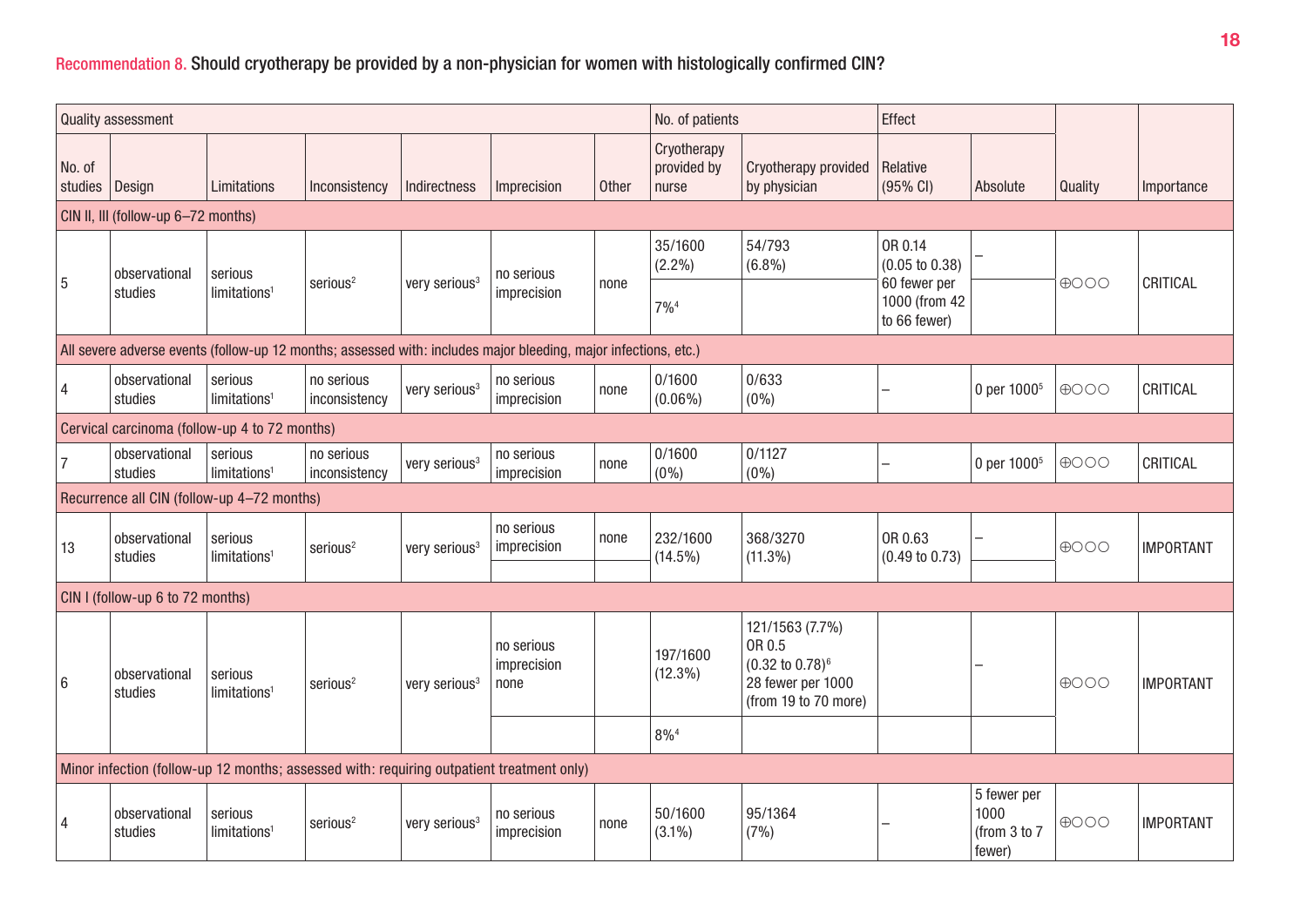Recommendation 8. **Should cryotherapy be provided by a non-physician for women with histologically confirmed CIN?**

| Quality assessment | | | | | | | No. of patients | | Effect | | | |
|---|---|---|---|---|---|---|---|---|---|---|---|---|
| No. of studies | Design | Limitations | Inconsistency | Indirectness | Imprecision | Other | Cryotherapy provided by nurse | Cryotherapy provided by physician | Relative (95% CI) | Absolute | Quality | Importance |
| **CIN II, III (follow-up 6–72 months)** | | | | | | | | | | | | |
| 5 | observational studies | serious limitations[1] | serious[2] | very serious[3] | no serious imprecision | none | 35/1600 (2.2%) | 54/793 (6.8%) | OR 0.14 (0.05 to 0.38) | – | ⊕○○○ | CRITICAL |
| | | | | | | | 7%[4] | | 60 fewer per 1000 (from 42 to 66 fewer) | | | |
| **All severe adverse events (follow-up 12 months; assessed with: includes major bleeding, major infections, etc.)** | | | | | | | | | | | | |
| 4 | observational studies | serious limitations[1] | no serious inconsistency | very serious[3] | no serious imprecision | none | 0/1600 (0.06%) | 0/633 (0%) | – | 0 per 1000[5] | ⊕○○○ | CRITICAL |
| **Cervical carcinoma (follow-up 4 to 72 months)** | | | | | | | | | | | | |
| 7 | observational studies | serious limitations[1] | no serious inconsistency | very serious[3] | no serious imprecision | none | 0/1600 (0%) | 0/1127 (0%) | – | 0 per 1000[5] | ⊕○○○ | CRITICAL |
| **Recurrence all CIN (follow-up 4–72 months)** | | | | | | | | | | | | |
| 13 | observational studies | serious limitations[1] | serious[2] | very serious[3] | no serious imprecision | none | 232/1600 (14.5%) | 368/3270 (11.3%) | OR 0.63 (0.49 to 0.73) | – | ⊕○○○ | IMPORTANT |
| **CIN I (follow-up 6 to 72 months)** | | | | | | | | | | | | |
| 6 | observational studies | serious limitations[1] | serious[2] | very serious[3] | no serious imprecision none | | 197/1600 (12.3%) | 121/1563 (7.7%) OR 0.5 (0.32 to 0.78)[6] 28 fewer per 1000 (from 19 to 70 more) | | – | ⊕○○○ | IMPORTANT |
| | | | | | | | 8%[4] | | | | | |
| **Minor infection (follow-up 12 months; assessed with: requiring outpatient treatment only)** | | | | | | | | | | | | |
| 4 | observational studies | serious limitations[1] | serious[2] | very serious[3] | no serious imprecision | none | 50/1600 (3.1%) | 95/1364 (7%) | – | 5 fewer per 1000 (from 3 to 7 fewer) | ⊕○○○ | IMPORTANT |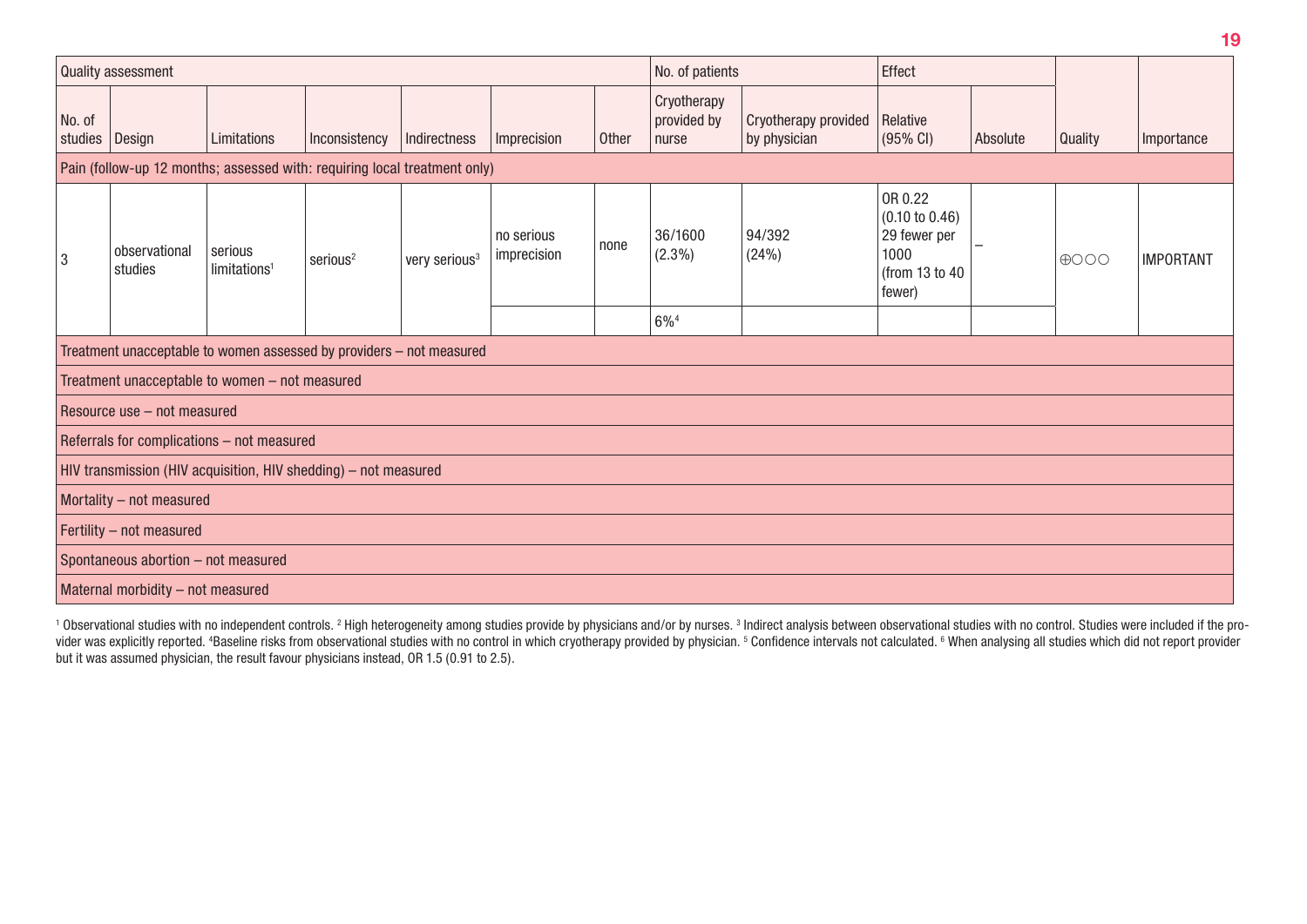| Quality assessment | | | | | | | No. of patients | | Effect | | | |
|---|---|---|---|---|---|---|---|---|---|---|---|---|
| No. of studies | Design | Limitations | Inconsistency | Indirectness | Imprecision | Other | Cryotherapy provided by nurse | Cryotherapy provided by physician | Relative (95% CI) | Absolute | Quality | Importance |
| Pain (follow-up 12 months; assessed with: requiring local treatment only) | | | | | | | | | | | | |
| 3 | observational studies | serious limitations[1] | serious[2] | very serious[3] | no serious imprecision | none | 36/1600 (2.3%) | 94/392 (24%) | OR 0.22 (0.10 to 0.46) 29 fewer per 1000 (from 13 to 40 fewer) | – | ⊕○○○ | IMPORTANT |
| | | | | | | | 6%[4] | | | | | |
| Treatment unacceptable to women assessed by providers – not measured | | | | | | | | | | | | |
| Treatment unacceptable to women – not measured | | | | | | | | | | | | |
| Resource use – not measured | | | | | | | | | | | | |
| Referrals for complications – not measured | | | | | | | | | | | | |
| HIV transmission (HIV acquisition, HIV shedding) – not measured | | | | | | | | | | | | |
| Mortality – not measured | | | | | | | | | | | | |
| Fertility – not measured | | | | | | | | | | | | |
| Spontaneous abortion – not measured | | | | | | | | | | | | |
| Maternal morbidity – not measured | | | | | | | | | | | | |

[1] Observational studies with no independent controls. [2] High heterogeneity among studies provide by physicians and/or by nurses. [3] Indirect analysis between observational studies with no control. Studies were included if the provider was explicitly reported. [4]Baseline risks from observational studies with no control in which cryotherapy provided by physician. [5] Confidence intervals not calculated. [6] When analysing all studies which did not report provider but it was assumed physician, the result favour physicians instead, OR 1.5 (0.91 to 2.5).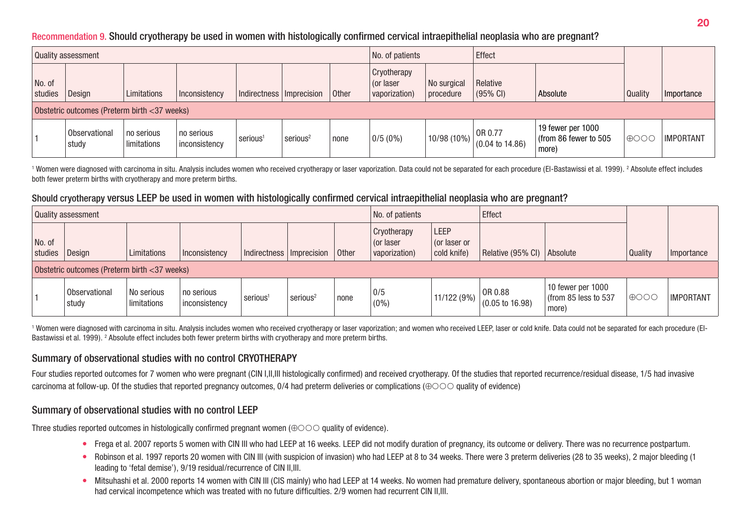### Recommendation 9. Should cryotherapy be used in women with histologically confirmed cervical intraepithelial neoplasia who are pregnant?

| Quality assessment | | | | | | | No. of patients | | Effect | | | |
|---|---|---|---|---|---|---|---|---|---|---|---|---|
| No. of studies | Design | Limitations | Inconsistency | Indirectness | Imprecision | Other | Cryotherapy (or laser vaporization) | No surgical procedure | Relative (95% CI) | Absolute | Quality | Importance |
| Obstetric outcomes (Preterm birth <37 weeks) | | | | | | | | | | | | |
| 1 | Observational study | no serious limitations | no serious inconsistency | serious[1] | serious[2] | none | 0/5 (0%) | 10/98 (10%) | OR 0.77 (0.04 to 14.86) | 19 fewer per 1000 (from 86 fewer to 505 more) | ⊕○○○ | IMPORTANT |

[1] Women were diagnosed with carcinoma in situ. Analysis includes women who received cryotherapy or laser vaporization. Data could not be separated for each procedure (El-Bastawissi et al. 1999). [2] Absolute effect includes both fewer preterm births with cryotherapy and more preterm births.

### Should cryotherapy versus LEEP be used in women with histologically confirmed cervical intraepithelial neoplasia who are pregnant?

| Quality assessment | | | | | | | No. of patients | | Effect | | | |
|---|---|---|---|---|---|---|---|---|---|---|---|---|
| No. of studies | Design | Limitations | Inconsistency | Indirectness | Imprecision | Other | Cryotherapy (or laser vaporization) | LEEP (or laser or cold knife) | Relative (95% CI) | Absolute | Quality | Importance |
| Obstetric outcomes (Preterm birth <37 weeks) | | | | | | | | | | | | |
| 1 | Observational study | No serious limitations | no serious inconsistency | serious[1] | serious[2] | none | 0/5 (0%) | 11/122 (9%) | OR 0.88 (0.05 to 16.98) | 10 fewer per 1000 (from 85 less to 537 more) | ⊕○○○ | IMPORTANT |

[1] Women were diagnosed with carcinoma in situ. Analysis includes women who received cryotherapy or laser vaporization; and women who received LEEP, laser or cold knife. Data could not be separated for each procedure (El-Bastawissi et al. 1999). [2] Absolute effect includes both fewer preterm births with cryotherapy and more preterm births.

### Summary of observational studies with no control CRYOTHERAPY

Four studies reported outcomes for 7 women who were pregnant (CIN I,II,III histologically confirmed) and received cryotherapy. Of the studies that reported recurrence/residual disease, 1/5 had invasive carcinoma at follow-up. Of the studies that reported pregnancy outcomes, 0/4 had preterm deliveries or complications (⊕○○○ quality of evidence)

### Summary of observational studies with no control LEEP

Three studies reported outcomes in histologically confirmed pregnant women (⊕○○○ quality of evidence).

- Frega et al. 2007 reports 5 women with CIN III who had LEEP at 16 weeks. LEEP did not modify duration of pregnancy, its outcome or delivery. There was no recurrence postpartum.
- Robinson et al. 1997 reports 20 women with CIN III (with suspicion of invasion) who had LEEP at 8 to 34 weeks. There were 3 preterm deliveries (28 to 35 weeks), 2 major bleeding (1 leading to 'fetal demise'), 9/19 residual/recurrence of CIN II,III.
- Mitsuhashi et al. 2000 reports 14 women with CIN III (CIS mainly) who had LEEP at 14 weeks. No women had premature delivery, spontaneous abortion or major bleeding, but 1 woman had cervical incompetence which was treated with no future difficulties. 2/9 women had recurrent CIN II,III.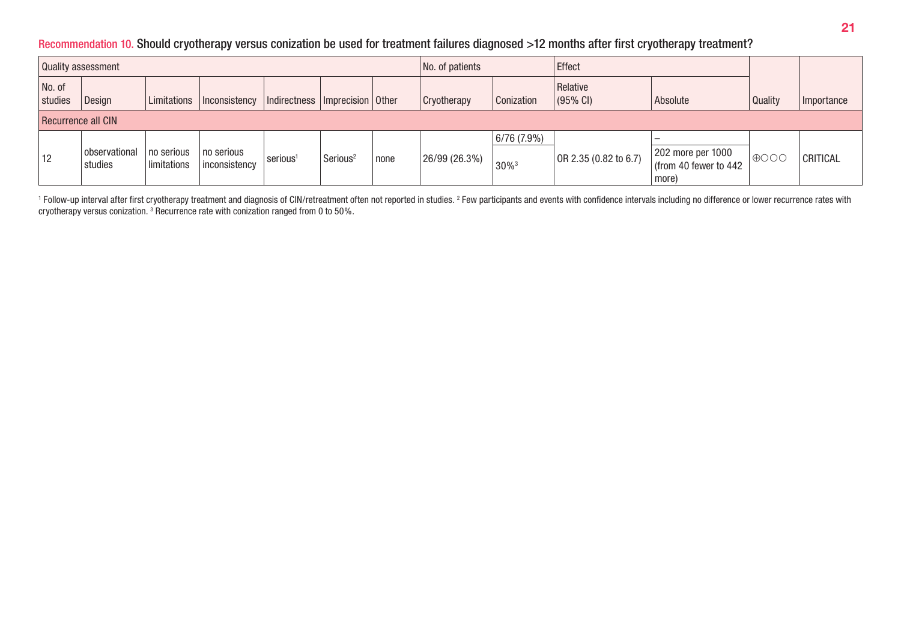## Recommendation 10. Should cryotherapy versus conization be used for treatment failures diagnosed >12 months after first cryotherapy treatment?

| Quality assessment | | | | | | | No. of patients | | Effect | | Quality | Importance |
|---|---|---|---|---|---|---|---|---|---|---|---|---|
| No. of studies | Design | Limitations | Inconsistency | Indirectness | Imprecision | Other | Cryotherapy | Conization | Relative (95% CI) | Absolute | | |
| **Recurrence all CIN** | | | | | | | | | | | | |
| 12 | observational studies | no serious limitations | no serious inconsistency | serious[1] | Serious[2] | none | 26/99 (26.3%) | 6/76 (7.9%) | OR 2.35 (0.82 to 6.7) | – | ⊕○○○ | CRITICAL |
| | | | | | | | | 30%[3] | | 202 more per 1000 (from 40 fewer to 442 more) | | |

[1] Follow-up interval after first cryotherapy treatment and diagnosis of CIN/retreatment often not reported in studies. [2] Few participants and events with confidence intervals including no difference or lower recurrence rates with cryotherapy versus conization. [3] Recurrence rate with conization ranged from 0 to 50%.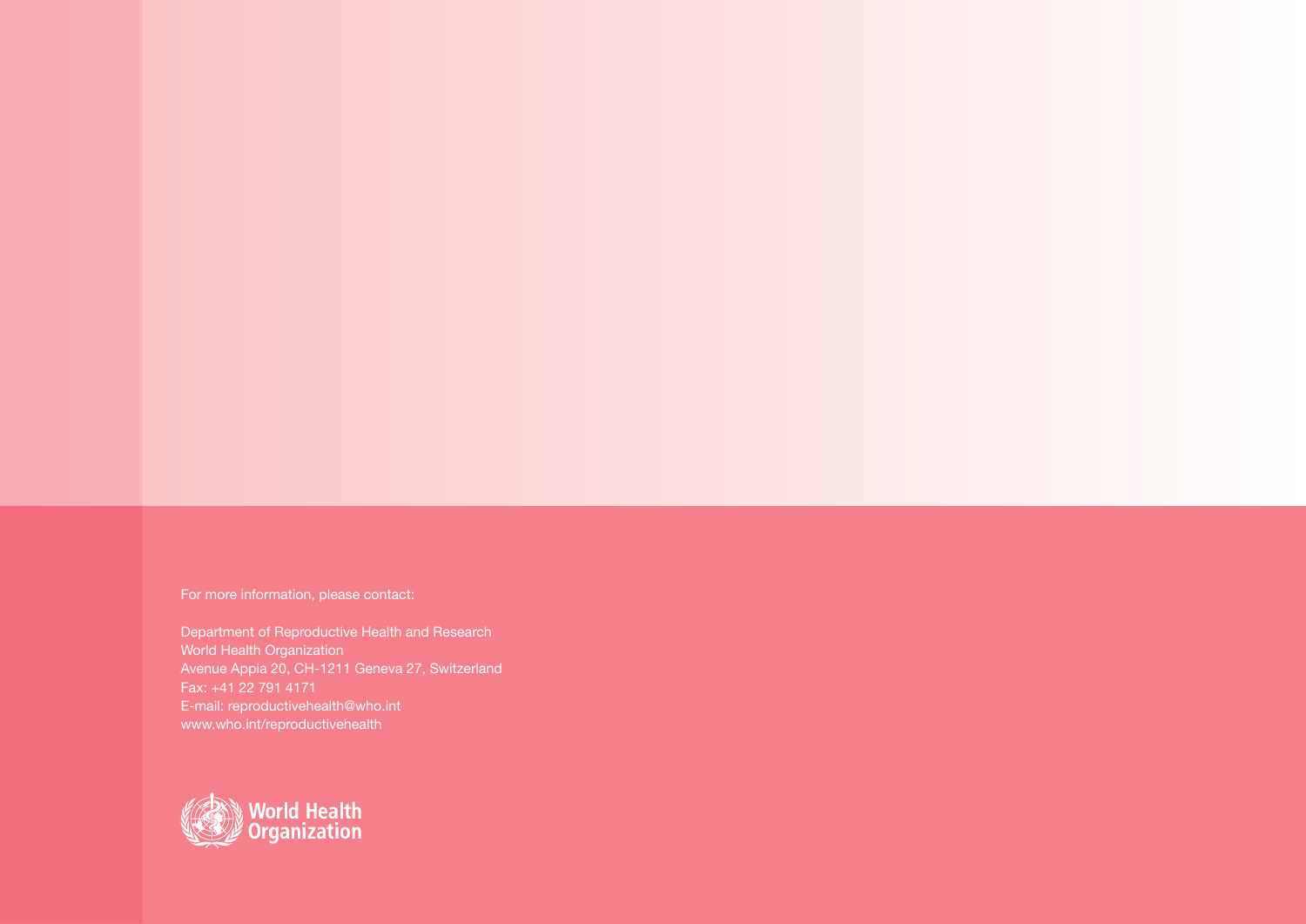For more information, please contact:

Department of Reproductive Health and Research
World Health Organization
Avenue Appia 20, CH-1211 Geneva 27, Switzerland
Fax: +41 22 791 4171
E-mail: reproductivehealth@who.int
www.who.int/reproductivehealth

World Health Organization